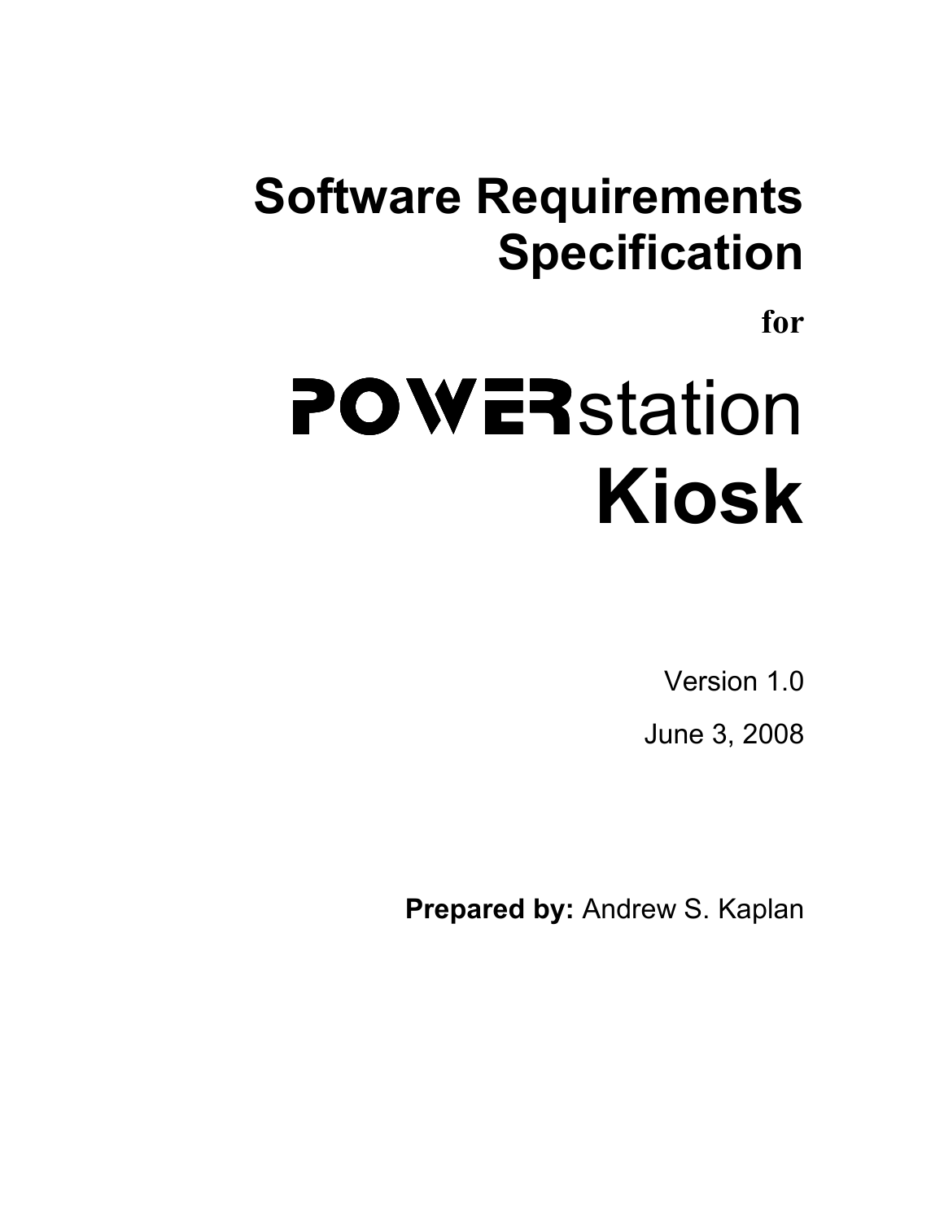# Software Requirements Specification

**for**

# POWERstation Kiosk

Version 1.0

June 3, 2008

**Prepared by:** Andrew S. Kaplan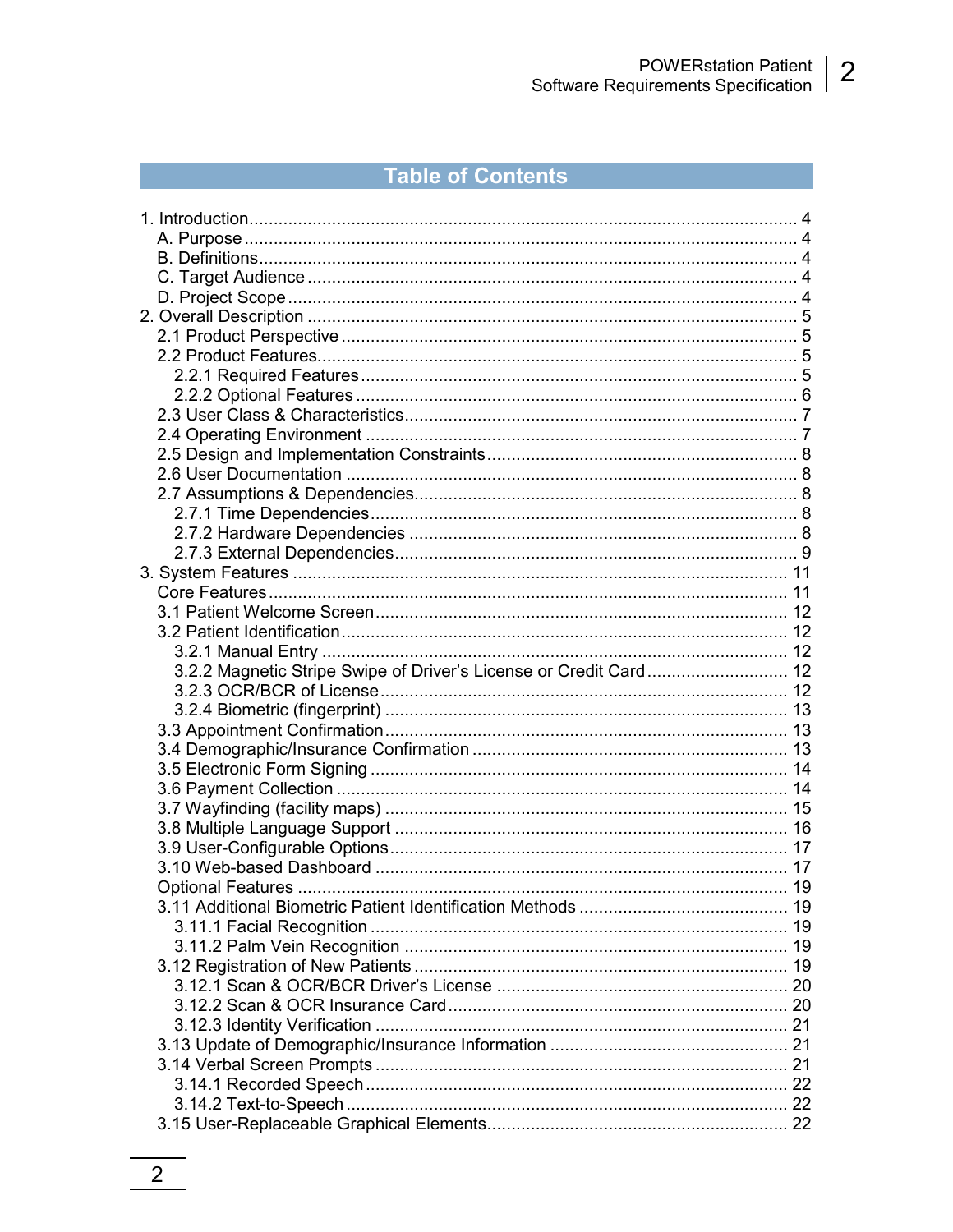## Table of Contents

1. Introduction ..... 4
   - A. Purpose ..... 4
   - B. Definitions ..... 4
   - C. Target Audience ..... 4
   - D. Project Scope ..... 4
2. Overall Description ..... 5
   - 2.1 Product Perspective ..... 5
   - 2.2 Product Features ..... 5
     - 2.2.1 Required Features ..... 5
     - 2.2.2 Optional Features ..... 6
   - 2.3 User Class & Characteristics ..... 7
   - 2.4 Operating Environment ..... 7
   - 2.5 Design and Implementation Constraints ..... 8
   - 2.6 User Documentation ..... 8
   - 2.7 Assumptions & Dependencies ..... 8
     - 2.7.1 Time Dependencies ..... 8
     - 2.7.2 Hardware Dependencies ..... 8
     - 2.7.3 External Dependencies ..... 9
3. System Features ..... 11
   - Core Features ..... 11
   - 3.1 Patient Welcome Screen ..... 12
   - 3.2 Patient Identification ..... 12
     - 3.2.1 Manual Entry ..... 12
     - 3.2.2 Magnetic Stripe Swipe of Driver's License or Credit Card ..... 12
     - 3.2.3 OCR/BCR of License ..... 12
     - 3.2.4 Biometric (fingerprint) ..... 13
   - 3.3 Appointment Confirmation ..... 13
   - 3.4 Demographic/Insurance Confirmation ..... 13
   - 3.5 Electronic Form Signing ..... 14
   - 3.6 Payment Collection ..... 14
   - 3.7 Wayfinding (facility maps) ..... 15
   - 3.8 Multiple Language Support ..... 16
   - 3.9 User-Configurable Options ..... 17
   - 3.10 Web-based Dashboard ..... 17
   - Optional Features ..... 19
   - 3.11 Additional Biometric Patient Identification Methods ..... 19
     - 3.11.1 Facial Recognition ..... 19
     - 3.11.2 Palm Vein Recognition ..... 19
   - 3.12 Registration of New Patients ..... 19
     - 3.12.1 Scan & OCR/BCR Driver's License ..... 20
     - 3.12.2 Scan & OCR Insurance Card ..... 20
     - 3.12.3 Identity Verification ..... 21
   - 3.13 Update of Demographic/Insurance Information ..... 21
   - 3.14 Verbal Screen Prompts ..... 21
     - 3.14.1 Recorded Speech ..... 22
     - 3.14.2 Text-to-Speech ..... 22
   - 3.15 User-Replaceable Graphical Elements ..... 22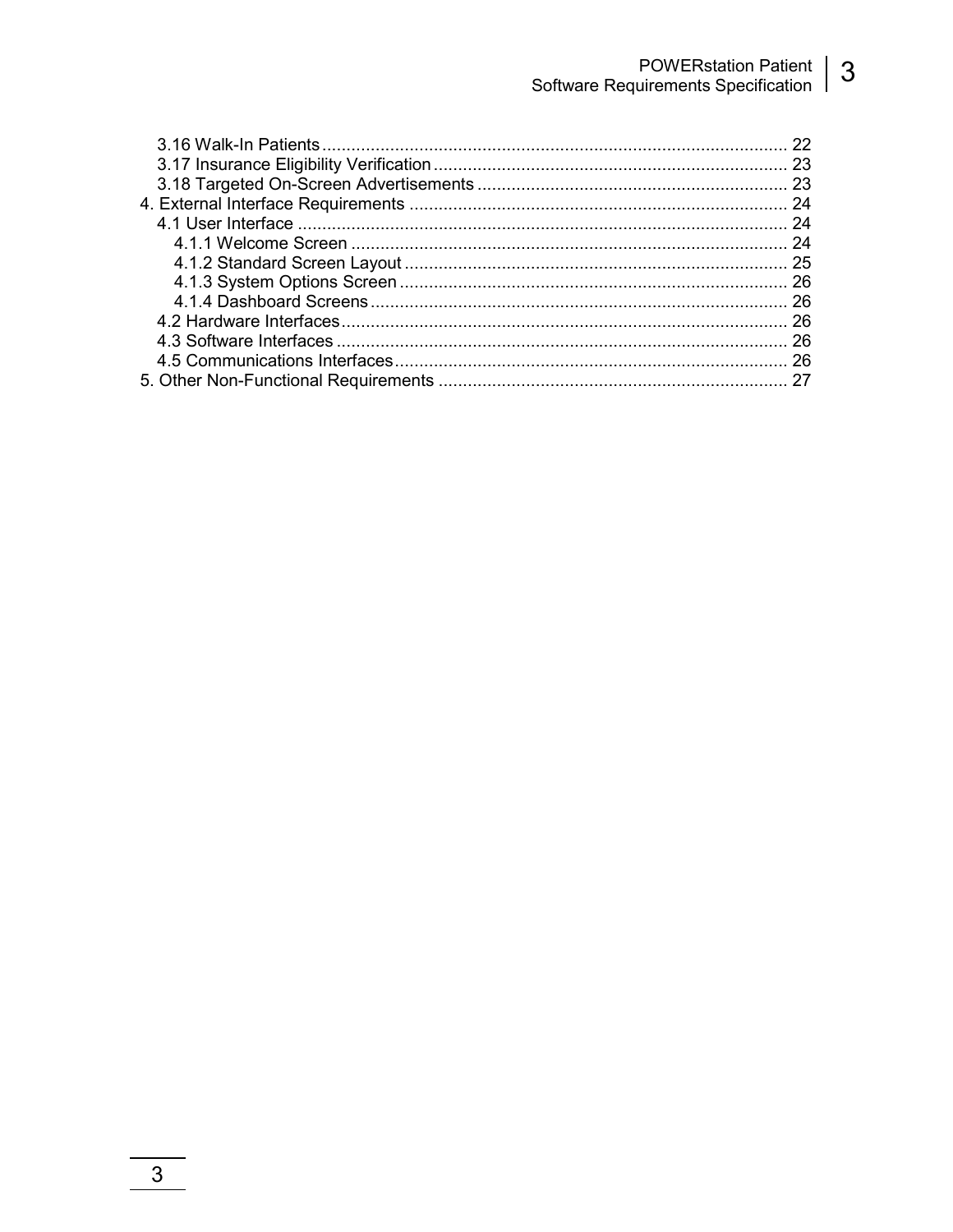3.16 Walk-In Patients ........................................................................................ 22
3.17 Insurance Eligibility Verification ..................................................................... 23
3.18 Targeted On-Screen Advertisements ............................................................... 23
4. External Interface Requirements ......................................................................... 24
4.1 User Interface .................................................................................................. 24
4.1.1 Welcome Screen .......................................................................................... 24
4.1.2 Standard Screen Layout ............................................................................... 25
4.1.3 System Options Screen ................................................................................ 26
4.1.4 Dashboard Screens ....................................................................................... 26
4.2 Hardware Interfaces ......................................................................................... 26
4.3 Software Interfaces .......................................................................................... 26
4.5 Communications Interfaces .............................................................................. 26
5. Other Non-Functional Requirements .................................................................... 27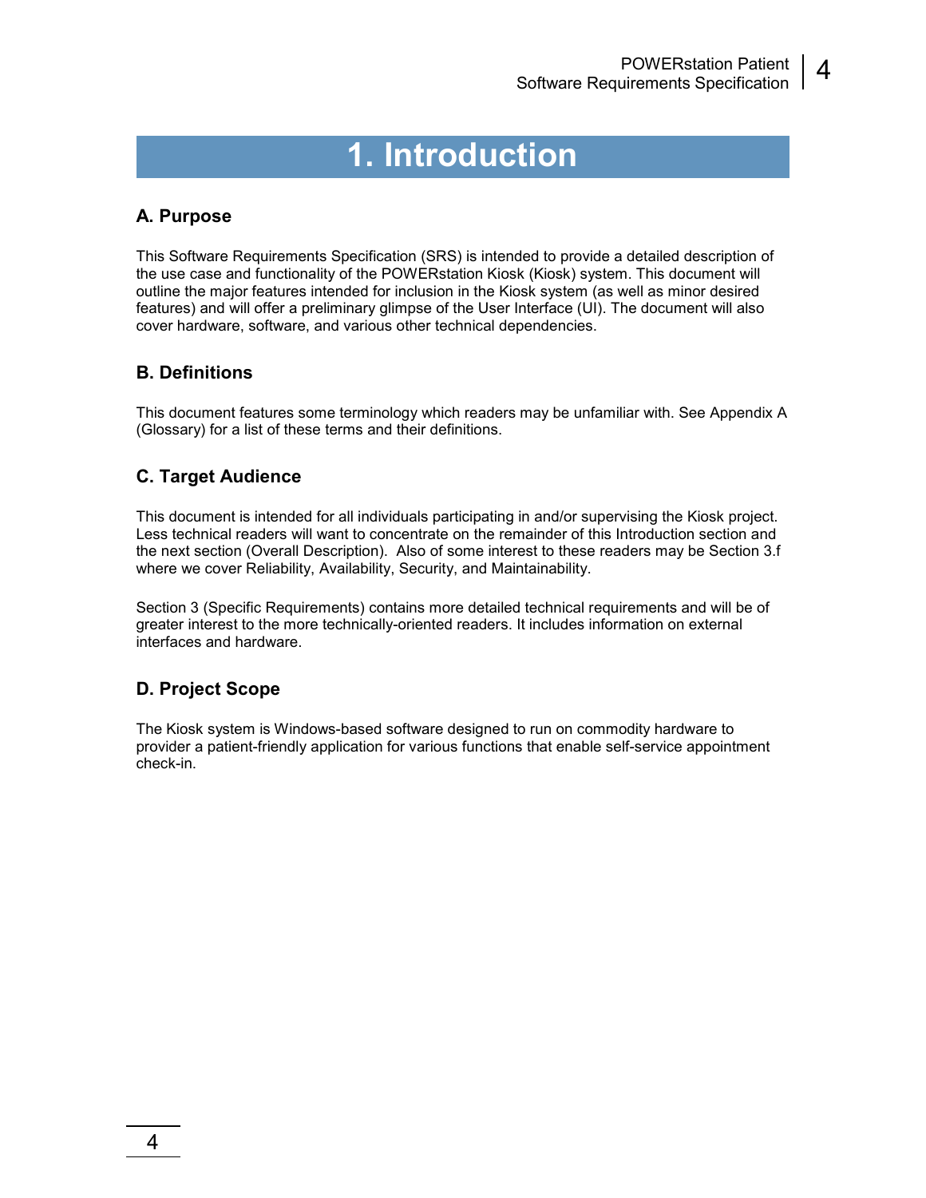# 1. Introduction

## A. Purpose

This Software Requirements Specification (SRS) is intended to provide a detailed description of the use case and functionality of the POWERstation Kiosk (Kiosk) system. This document will outline the major features intended for inclusion in the Kiosk system (as well as minor desired features) and will offer a preliminary glimpse of the User Interface (UI). The document will also cover hardware, software, and various other technical dependencies.

## B. Definitions

This document features some terminology which readers may be unfamiliar with. See Appendix A (Glossary) for a list of these terms and their definitions.

## C. Target Audience

This document is intended for all individuals participating in and/or supervising the Kiosk project. Less technical readers will want to concentrate on the remainder of this Introduction section and the next section (Overall Description). Also of some interest to these readers may be Section 3.f where we cover Reliability, Availability, Security, and Maintainability.

Section 3 (Specific Requirements) contains more detailed technical requirements and will be of greater interest to the more technically-oriented readers. It includes information on external interfaces and hardware.

## D. Project Scope

The Kiosk system is Windows-based software designed to run on commodity hardware to provider a patient-friendly application for various functions that enable self-service appointment check-in.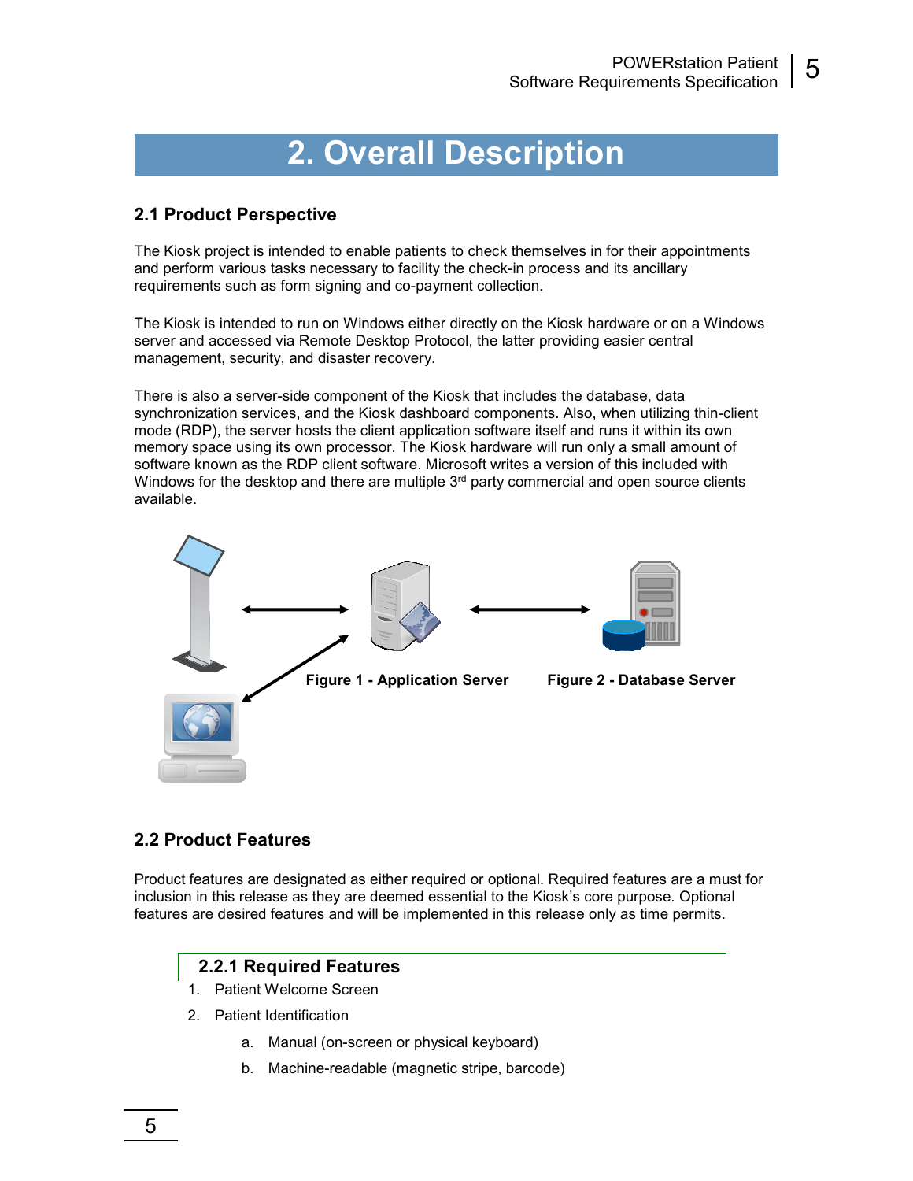# 2. Overall Description

## 2.1 Product Perspective

The Kiosk project is intended to enable patients to check themselves in for their appointments and perform various tasks necessary to facility the check-in process and its ancillary requirements such as form signing and co-payment collection.

The Kiosk is intended to run on Windows either directly on the Kiosk hardware or on a Windows server and accessed via Remote Desktop Protocol, the latter providing easier central management, security, and disaster recovery.

There is also a server-side component of the Kiosk that includes the database, data synchronization services, and the Kiosk dashboard components. Also, when utilizing thin-client mode (RDP), the server hosts the client application software itself and runs it within its own memory space using its own processor. The Kiosk hardware will run only a small amount of software known as the RDP client software. Microsoft writes a version of this included with Windows for the desktop and there are multiple 3rd party commercial and open source clients available.

**Figure 1 - Application Server** **Figure 2 - Database Server**

## 2.2 Product Features

Product features are designated as either required or optional. Required features are a must for inclusion in this release as they are deemed essential to the Kiosk's core purpose. Optional features are desired features and will be implemented in this release only as time permits.

### 2.2.1 Required Features

1. Patient Welcome Screen
2. Patient Identification
   a. Manual (on-screen or physical keyboard)
   b. Machine-readable (magnetic stripe, barcode)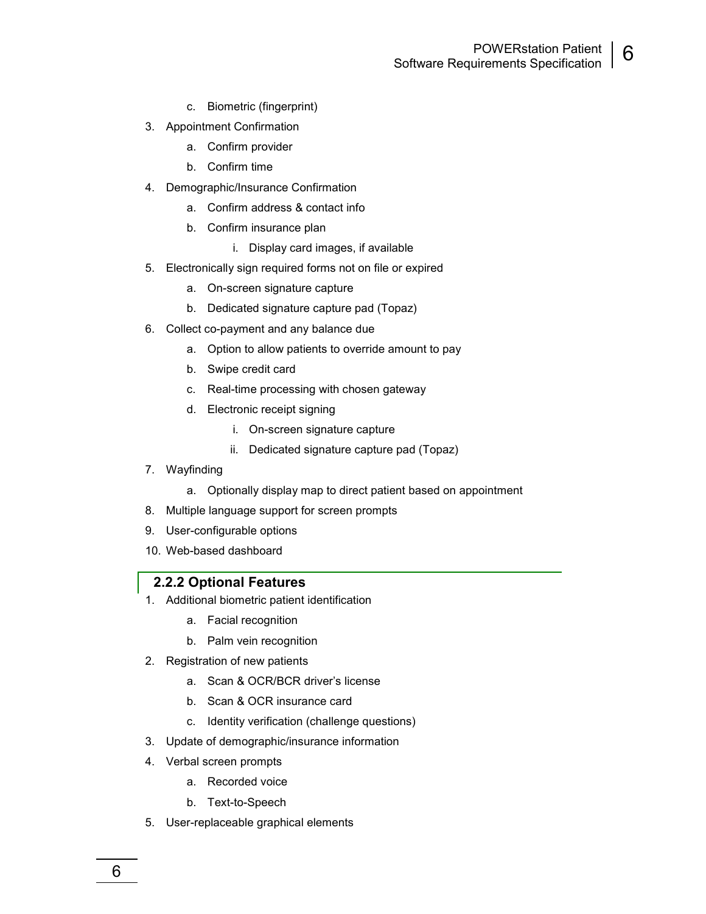c. Biometric (fingerprint)

3. Appointment Confirmation
    a. Confirm provider
    b. Confirm time
4. Demographic/Insurance Confirmation
    a. Confirm address & contact info
    b. Confirm insurance plan
        i. Display card images, if available
5. Electronically sign required forms not on file or expired
    a. On-screen signature capture
    b. Dedicated signature capture pad (Topaz)
6. Collect co-payment and any balance due
    a. Option to allow patients to override amount to pay
    b. Swipe credit card
    c. Real-time processing with chosen gateway
    d. Electronic receipt signing
        i. On-screen signature capture
        ii. Dedicated signature capture pad (Topaz)
7. Wayfinding
    a. Optionally display map to direct patient based on appointment
8. Multiple language support for screen prompts
9. User-configurable options
10. Web-based dashboard

### 2.2.2 Optional Features

1. Additional biometric patient identification
    a. Facial recognition
    b. Palm vein recognition
2. Registration of new patients
    a. Scan & OCR/BCR driver's license
    b. Scan & OCR insurance card
    c. Identity verification (challenge questions)
3. Update of demographic/insurance information
4. Verbal screen prompts
    a. Recorded voice
    b. Text-to-Speech
5. User-replaceable graphical elements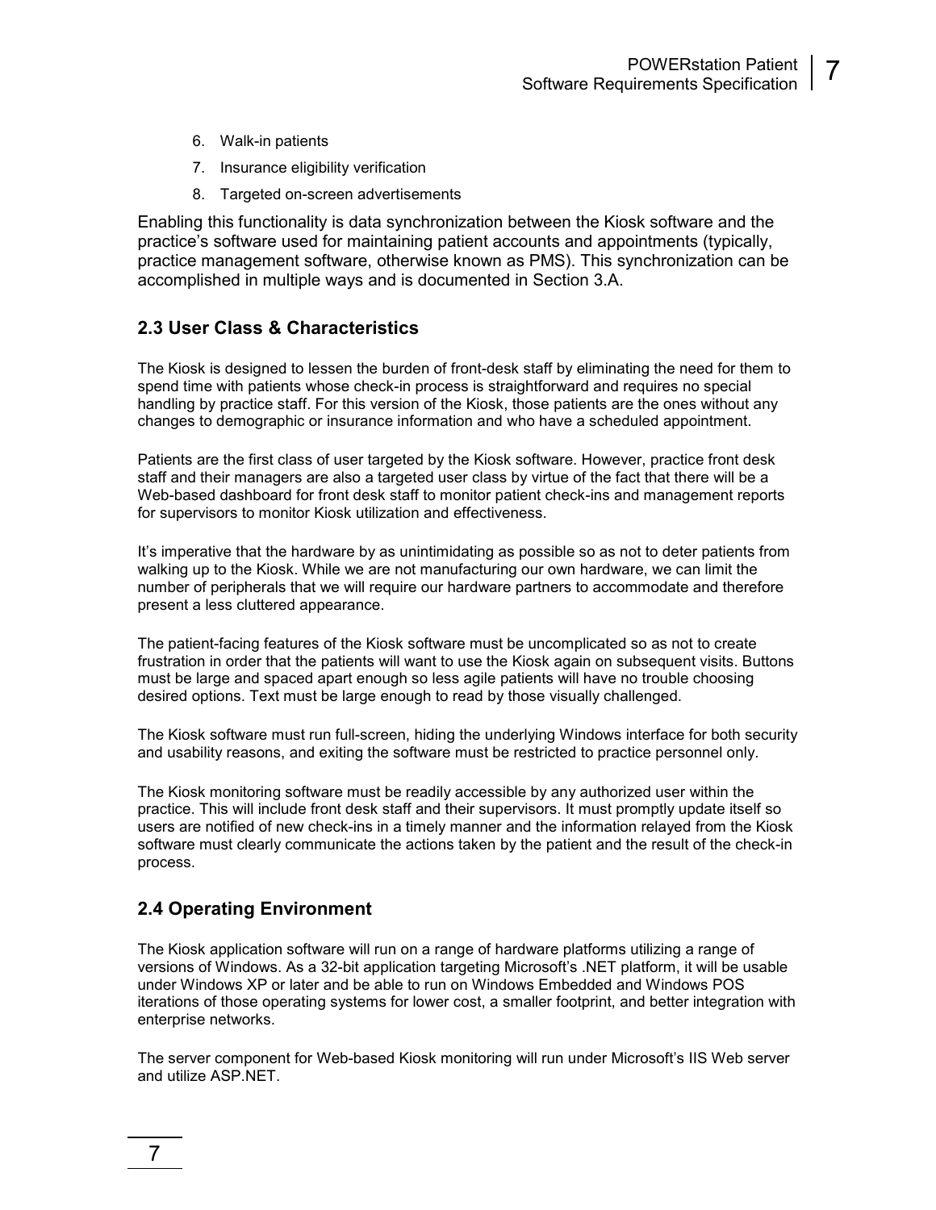6. Walk-in patients
7. Insurance eligibility verification
8. Targeted on-screen advertisements

Enabling this functionality is data synchronization between the Kiosk software and the practice's software used for maintaining patient accounts and appointments (typically, practice management software, otherwise known as PMS). This synchronization can be accomplished in multiple ways and is documented in Section 3.A.

## 2.3 User Class & Characteristics

The Kiosk is designed to lessen the burden of front-desk staff by eliminating the need for them to spend time with patients whose check-in process is straightforward and requires no special handling by practice staff. For this version of the Kiosk, those patients are the ones without any changes to demographic or insurance information and who have a scheduled appointment.

Patients are the first class of user targeted by the Kiosk software. However, practice front desk staff and their managers are also a targeted user class by virtue of the fact that there will be a Web-based dashboard for front desk staff to monitor patient check-ins and management reports for supervisors to monitor Kiosk utilization and effectiveness.

It's imperative that the hardware by as unintimidating as possible so as not to deter patients from walking up to the Kiosk. While we are not manufacturing our own hardware, we can limit the number of peripherals that we will require our hardware partners to accommodate and therefore present a less cluttered appearance.

The patient-facing features of the Kiosk software must be uncomplicated so as not to create frustration in order that the patients will want to use the Kiosk again on subsequent visits. Buttons must be large and spaced apart enough so less agile patients will have no trouble choosing desired options. Text must be large enough to read by those visually challenged.

The Kiosk software must run full-screen, hiding the underlying Windows interface for both security and usability reasons, and exiting the software must be restricted to practice personnel only.

The Kiosk monitoring software must be readily accessible by any authorized user within the practice. This will include front desk staff and their supervisors. It must promptly update itself so users are notified of new check-ins in a timely manner and the information relayed from the Kiosk software must clearly communicate the actions taken by the patient and the result of the check-in process.

## 2.4 Operating Environment

The Kiosk application software will run on a range of hardware platforms utilizing a range of versions of Windows. As a 32-bit application targeting Microsoft's .NET platform, it will be usable under Windows XP or later and be able to run on Windows Embedded and Windows POS iterations of those operating systems for lower cost, a smaller footprint, and better integration with enterprise networks.

The server component for Web-based Kiosk monitoring will run under Microsoft's IIS Web server and utilize ASP.NET.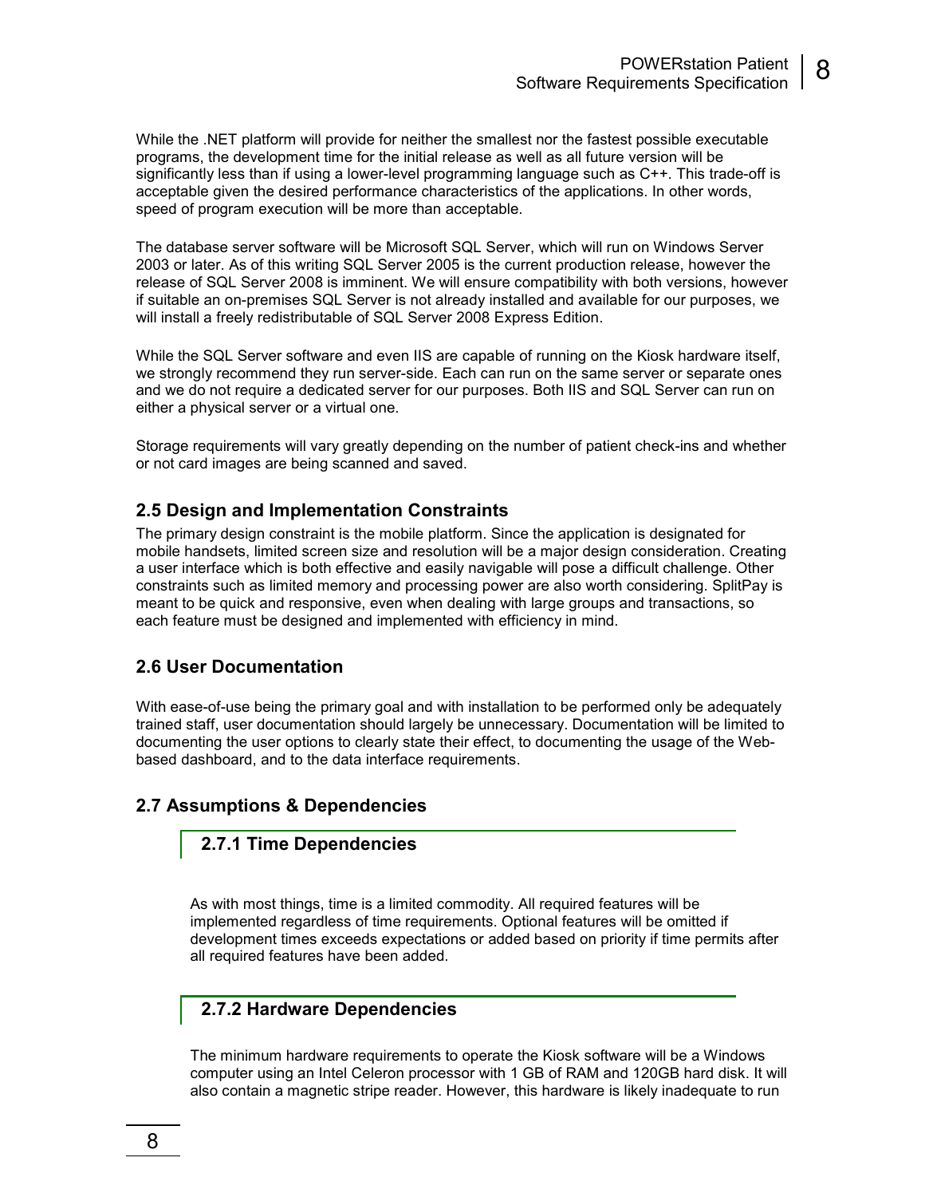While the .NET platform will provide for neither the smallest nor the fastest possible executable programs, the development time for the initial release as well as all future version will be significantly less than if using a lower-level programming language such as C++. This trade-off is acceptable given the desired performance characteristics of the applications. In other words, speed of program execution will be more than acceptable.

The database server software will be Microsoft SQL Server, which will run on Windows Server 2003 or later. As of this writing SQL Server 2005 is the current production release, however the release of SQL Server 2008 is imminent. We will ensure compatibility with both versions, however if suitable an on-premises SQL Server is not already installed and available for our purposes, we will install a freely redistributable of SQL Server 2008 Express Edition.

While the SQL Server software and even IIS are capable of running on the Kiosk hardware itself, we strongly recommend they run server-side. Each can run on the same server or separate ones and we do not require a dedicated server for our purposes. Both IIS and SQL Server can run on either a physical server or a virtual one.

Storage requirements will vary greatly depending on the number of patient check-ins and whether or not card images are being scanned and saved.

## 2.5 Design and Implementation Constraints

The primary design constraint is the mobile platform. Since the application is designated for mobile handsets, limited screen size and resolution will be a major design consideration. Creating a user interface which is both effective and easily navigable will pose a difficult challenge. Other constraints such as limited memory and processing power are also worth considering. SplitPay is meant to be quick and responsive, even when dealing with large groups and transactions, so each feature must be designed and implemented with efficiency in mind.

## 2.6 User Documentation

With ease-of-use being the primary goal and with installation to be performed only be adequately trained staff, user documentation should largely be unnecessary. Documentation will be limited to documenting the user options to clearly state their effect, to documenting the usage of the Web-based dashboard, and to the data interface requirements.

## 2.7 Assumptions & Dependencies

### 2.7.1 Time Dependencies

As with most things, time is a limited commodity. All required features will be implemented regardless of time requirements. Optional features will be omitted if development times exceeds expectations or added based on priority if time permits after all required features have been added.

### 2.7.2 Hardware Dependencies

The minimum hardware requirements to operate the Kiosk software will be a Windows computer using an Intel Celeron processor with 1 GB of RAM and 120GB hard disk. It will also contain a magnetic stripe reader. However, this hardware is likely inadequate to run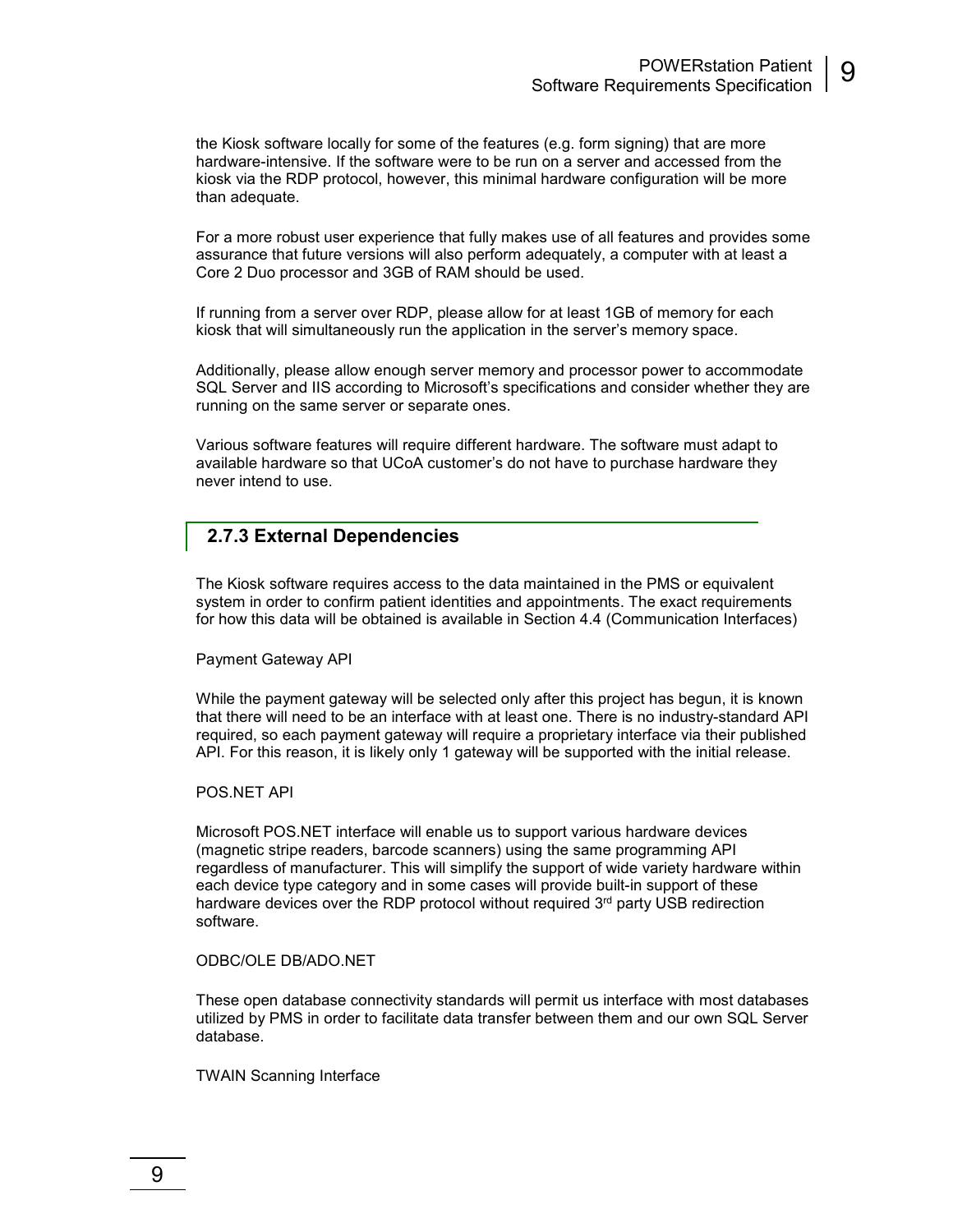the Kiosk software locally for some of the features (e.g. form signing) that are more hardware-intensive. If the software were to be run on a server and accessed from the kiosk via the RDP protocol, however, this minimal hardware configuration will be more than adequate.

For a more robust user experience that fully makes use of all features and provides some assurance that future versions will also perform adequately, a computer with at least a Core 2 Duo processor and 3GB of RAM should be used.

If running from a server over RDP, please allow for at least 1GB of memory for each kiosk that will simultaneously run the application in the server's memory space.

Additionally, please allow enough server memory and processor power to accommodate SQL Server and IIS according to Microsoft's specifications and consider whether they are running on the same server or separate ones.

Various software features will require different hardware. The software must adapt to available hardware so that UCoA customer's do not have to purchase hardware they never intend to use.

### 2.7.3 External Dependencies

The Kiosk software requires access to the data maintained in the PMS or equivalent system in order to confirm patient identities and appointments. The exact requirements for how this data will be obtained is available in Section 4.4 (Communication Interfaces)

Payment Gateway API

While the payment gateway will be selected only after this project has begun, it is known that there will need to be an interface with at least one. There is no industry-standard API required, so each payment gateway will require a proprietary interface via their published API. For this reason, it is likely only 1 gateway will be supported with the initial release.

POS.NET API

Microsoft POS.NET interface will enable us to support various hardware devices (magnetic stripe readers, barcode scanners) using the same programming API regardless of manufacturer. This will simplify the support of wide variety hardware within each device type category and in some cases will provide built-in support of these hardware devices over the RDP protocol without required 3rd party USB redirection software.

ODBC/OLE DB/ADO.NET

These open database connectivity standards will permit us interface with most databases utilized by PMS in order to facilitate data transfer between them and our own SQL Server database.

TWAIN Scanning Interface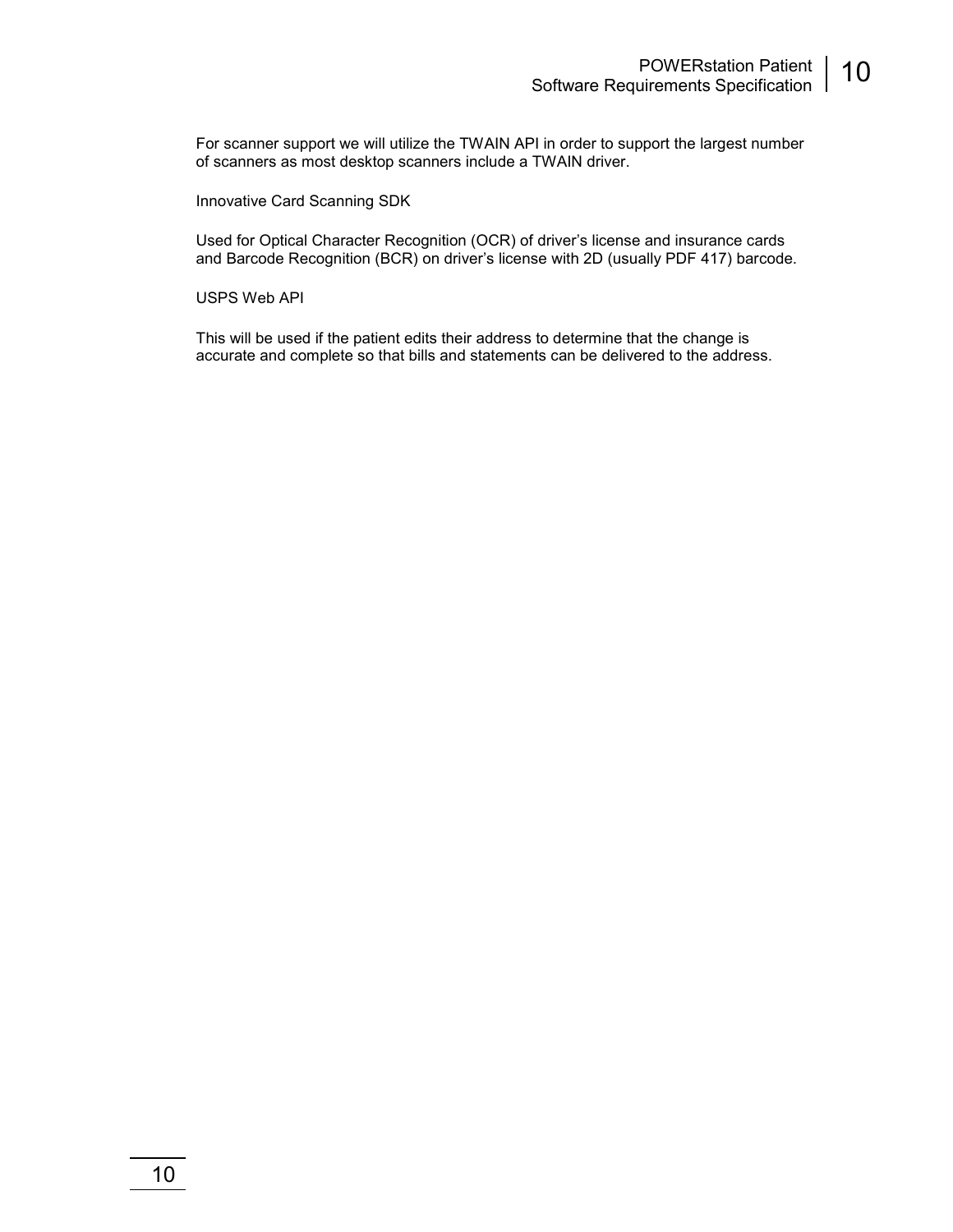For scanner support we will utilize the TWAIN API in order to support the largest number of scanners as most desktop scanners include a TWAIN driver.

Innovative Card Scanning SDK

Used for Optical Character Recognition (OCR) of driver's license and insurance cards and Barcode Recognition (BCR) on driver's license with 2D (usually PDF 417) barcode.

USPS Web API

This will be used if the patient edits their address to determine that the change is accurate and complete so that bills and statements can be delivered to the address.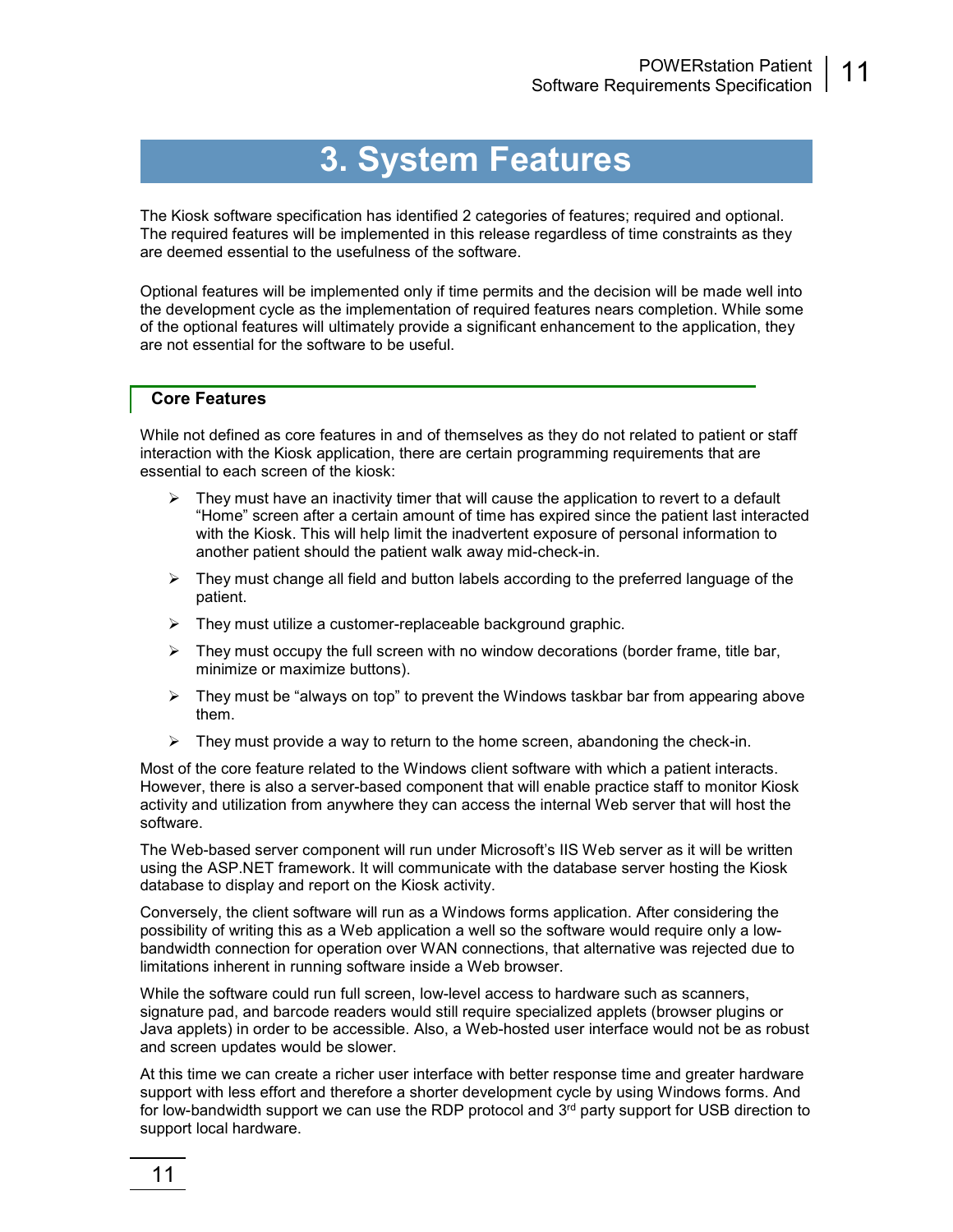# 3. System Features

The Kiosk software specification has identified 2 categories of features; required and optional. The required features will be implemented in this release regardless of time constraints as they are deemed essential to the usefulness of the software.

Optional features will be implemented only if time permits and the decision will be made well into the development cycle as the implementation of required features nears completion. While some of the optional features will ultimately provide a significant enhancement to the application, they are not essential for the software to be useful.

## Core Features

While not defined as core features in and of themselves as they do not related to patient or staff interaction with the Kiosk application, there are certain programming requirements that are essential to each screen of the kiosk:

- They must have an inactivity timer that will cause the application to revert to a default "Home" screen after a certain amount of time has expired since the patient last interacted with the Kiosk. This will help limit the inadvertent exposure of personal information to another patient should the patient walk away mid-check-in.
- They must change all field and button labels according to the preferred language of the patient.
- They must utilize a customer-replaceable background graphic.
- They must occupy the full screen with no window decorations (border frame, title bar, minimize or maximize buttons).
- They must be "always on top" to prevent the Windows taskbar bar from appearing above them.
- They must provide a way to return to the home screen, abandoning the check-in.

Most of the core feature related to the Windows client software with which a patient interacts. However, there is also a server-based component that will enable practice staff to monitor Kiosk activity and utilization from anywhere they can access the internal Web server that will host the software.

The Web-based server component will run under Microsoft's IIS Web server as it will be written using the ASP.NET framework. It will communicate with the database server hosting the Kiosk database to display and report on the Kiosk activity.

Conversely, the client software will run as a Windows forms application. After considering the possibility of writing this as a Web application a well so the software would require only a low-bandwidth connection for operation over WAN connections, that alternative was rejected due to limitations inherent in running software inside a Web browser.

While the software could run full screen, low-level access to hardware such as scanners, signature pad, and barcode readers would still require specialized applets (browser plugins or Java applets) in order to be accessible. Also, a Web-hosted user interface would not be as robust and screen updates would be slower.

At this time we can create a richer user interface with better response time and greater hardware support with less effort and therefore a shorter development cycle by using Windows forms. And for low-bandwidth support we can use the RDP protocol and 3rd party support for USB direction to support local hardware.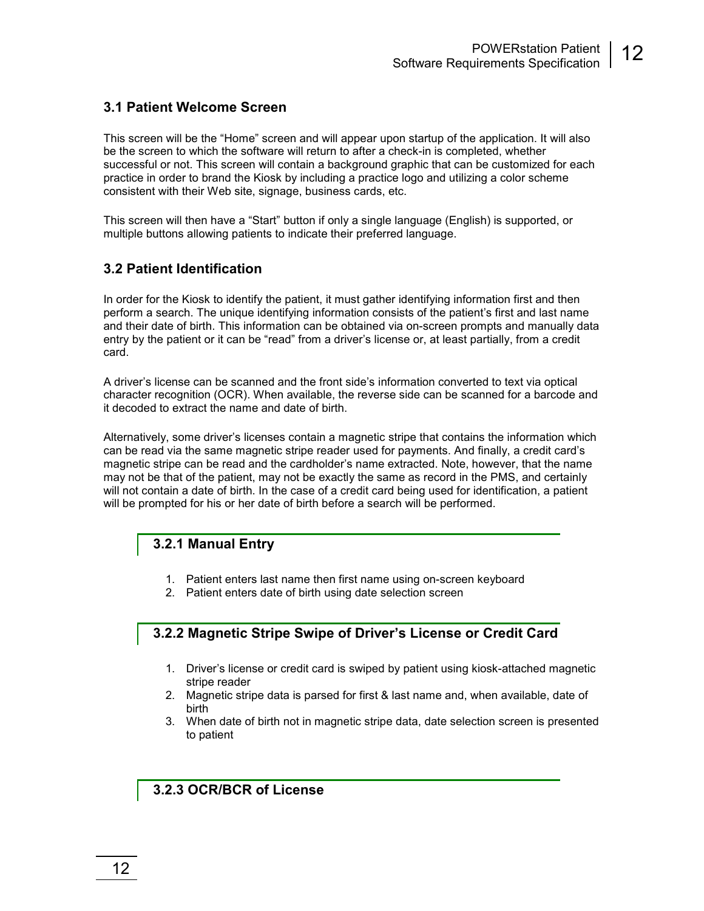## 3.1 Patient Welcome Screen

This screen will be the "Home" screen and will appear upon startup of the application. It will also be the screen to which the software will return to after a check-in is completed, whether successful or not. This screen will contain a background graphic that can be customized for each practice in order to brand the Kiosk by including a practice logo and utilizing a color scheme consistent with their Web site, signage, business cards, etc.

This screen will then have a "Start" button if only a single language (English) is supported, or multiple buttons allowing patients to indicate their preferred language.

## 3.2 Patient Identification

In order for the Kiosk to identify the patient, it must gather identifying information first and then perform a search. The unique identifying information consists of the patient's first and last name and their date of birth. This information can be obtained via on-screen prompts and manually data entry by the patient or it can be "read" from a driver's license or, at least partially, from a credit card.

A driver's license can be scanned and the front side's information converted to text via optical character recognition (OCR). When available, the reverse side can be scanned for a barcode and it decoded to extract the name and date of birth.

Alternatively, some driver's licenses contain a magnetic stripe that contains the information which can be read via the same magnetic stripe reader used for payments. And finally, a credit card's magnetic stripe can be read and the cardholder's name extracted. Note, however, that the name may not be that of the patient, may not be exactly the same as record in the PMS, and certainly will not contain a date of birth. In the case of a credit card being used for identification, a patient will be prompted for his or her date of birth before a search will be performed.

### 3.2.1 Manual Entry

1. Patient enters last name then first name using on-screen keyboard
2. Patient enters date of birth using date selection screen

### 3.2.2 Magnetic Stripe Swipe of Driver's License or Credit Card

1. Driver's license or credit card is swiped by patient using kiosk-attached magnetic stripe reader
2. Magnetic stripe data is parsed for first & last name and, when available, date of birth
3. When date of birth not in magnetic stripe data, date selection screen is presented to patient

### 3.2.3 OCR/BCR of License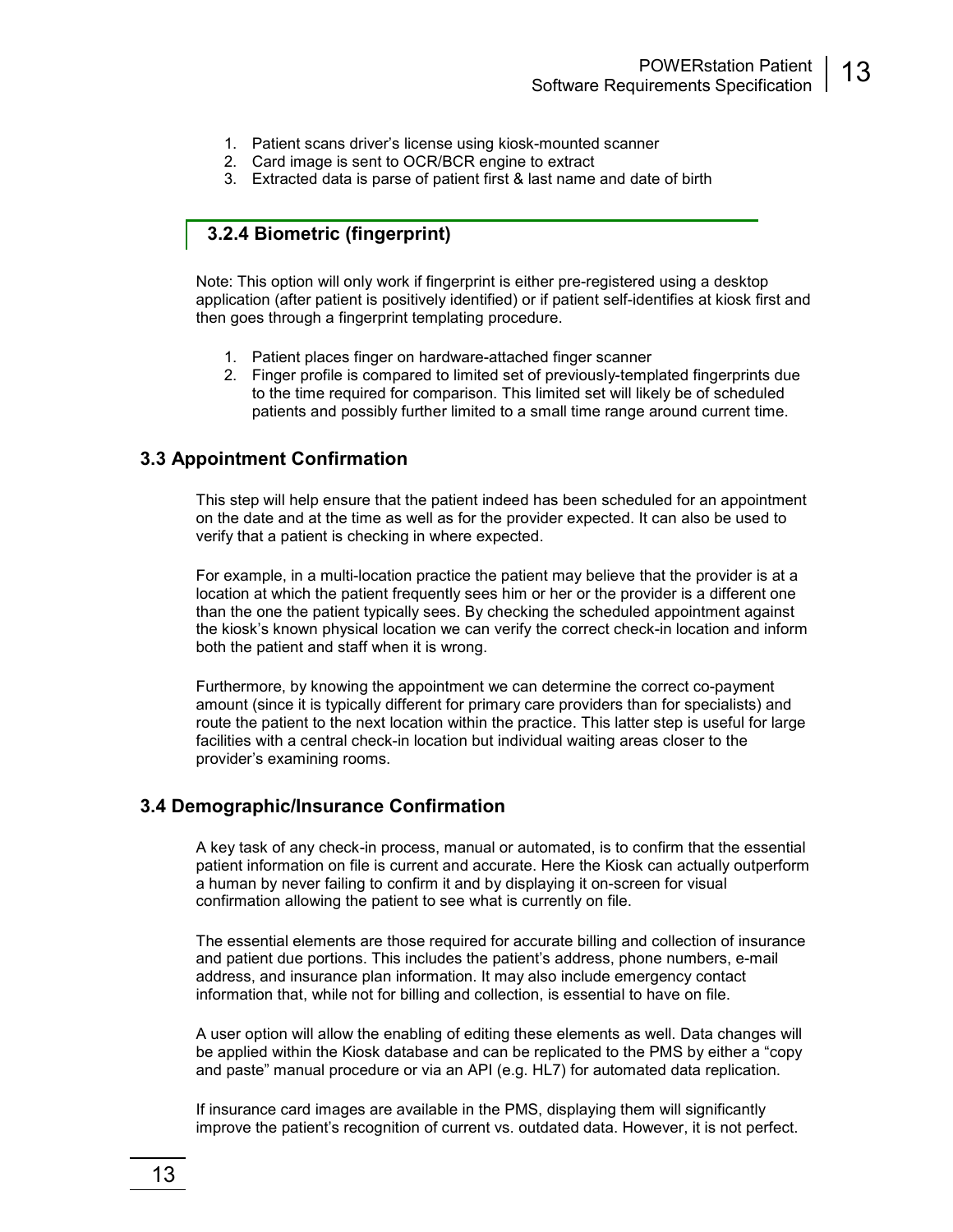1. Patient scans driver's license using kiosk-mounted scanner
2. Card image is sent to OCR/BCR engine to extract
3. Extracted data is parse of patient first & last name and date of birth

#### 3.2.4 Biometric (fingerprint)

Note: This option will only work if fingerprint is either pre-registered using a desktop application (after patient is positively identified) or if patient self-identifies at kiosk first and then goes through a fingerprint templating procedure.

1. Patient places finger on hardware-attached finger scanner
2. Finger profile is compared to limited set of previously-templated fingerprints due to the time required for comparison. This limited set will likely be of scheduled patients and possibly further limited to a small time range around current time.

### 3.3 Appointment Confirmation

This step will help ensure that the patient indeed has been scheduled for an appointment on the date and at the time as well as for the provider expected. It can also be used to verify that a patient is checking in where expected.

For example, in a multi-location practice the patient may believe that the provider is at a location at which the patient frequently sees him or her or the provider is a different one than the one the patient typically sees. By checking the scheduled appointment against the kiosk's known physical location we can verify the correct check-in location and inform both the patient and staff when it is wrong.

Furthermore, by knowing the appointment we can determine the correct co-payment amount (since it is typically different for primary care providers than for specialists) and route the patient to the next location within the practice. This latter step is useful for large facilities with a central check-in location but individual waiting areas closer to the provider's examining rooms.

### 3.4 Demographic/Insurance Confirmation

A key task of any check-in process, manual or automated, is to confirm that the essential patient information on file is current and accurate. Here the Kiosk can actually outperform a human by never failing to confirm it and by displaying it on-screen for visual confirmation allowing the patient to see what is currently on file.

The essential elements are those required for accurate billing and collection of insurance and patient due portions. This includes the patient's address, phone numbers, e-mail address, and insurance plan information. It may also include emergency contact information that, while not for billing and collection, is essential to have on file.

A user option will allow the enabling of editing these elements as well. Data changes will be applied within the Kiosk database and can be replicated to the PMS by either a "copy and paste" manual procedure or via an API (e.g. HL7) for automated data replication.

If insurance card images are available in the PMS, displaying them will significantly improve the patient's recognition of current vs. outdated data. However, it is not perfect.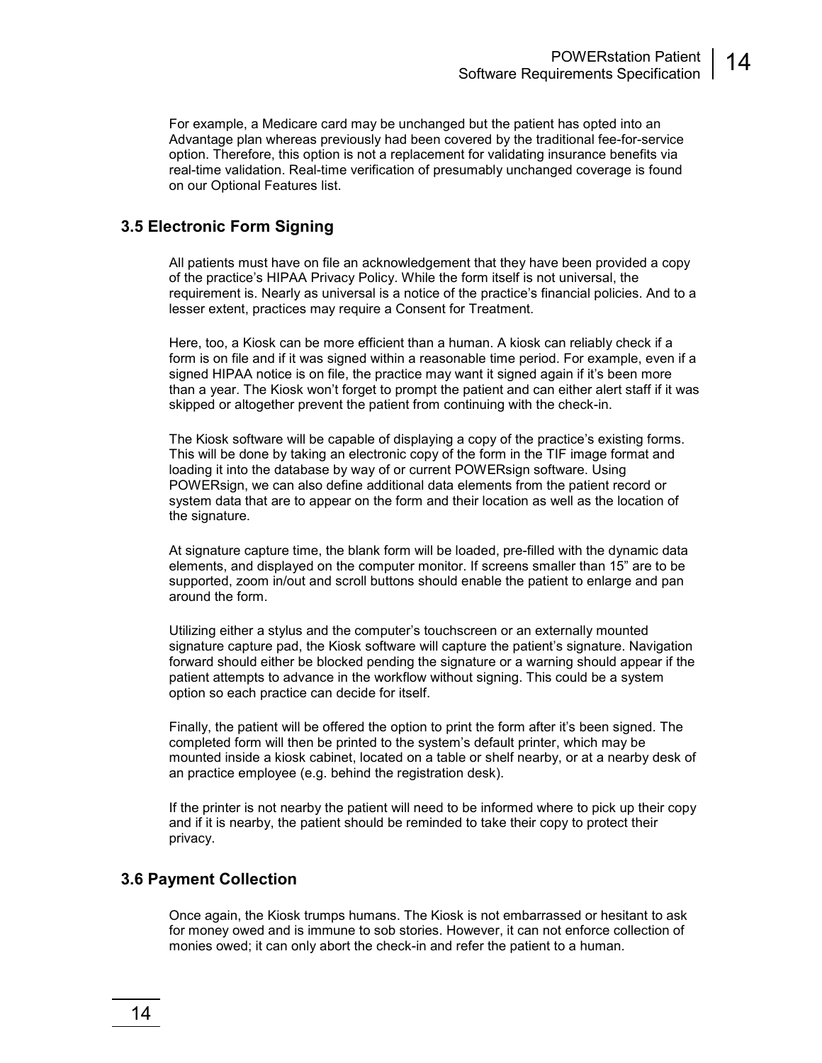For example, a Medicare card may be unchanged but the patient has opted into an Advantage plan whereas previously had been covered by the traditional fee-for-service option. Therefore, this option is not a replacement for validating insurance benefits via real-time validation. Real-time verification of presumably unchanged coverage is found on our Optional Features list.

## 3.5 Electronic Form Signing

All patients must have on file an acknowledgement that they have been provided a copy of the practice's HIPAA Privacy Policy. While the form itself is not universal, the requirement is. Nearly as universal is a notice of the practice's financial policies. And to a lesser extent, practices may require a Consent for Treatment.

Here, too, a Kiosk can be more efficient than a human. A kiosk can reliably check if a form is on file and if it was signed within a reasonable time period. For example, even if a signed HIPAA notice is on file, the practice may want it signed again if it's been more than a year. The Kiosk won't forget to prompt the patient and can either alert staff if it was skipped or altogether prevent the patient from continuing with the check-in.

The Kiosk software will be capable of displaying a copy of the practice's existing forms. This will be done by taking an electronic copy of the form in the TIF image format and loading it into the database by way of or current POWERsign software. Using POWERsign, we can also define additional data elements from the patient record or system data that are to appear on the form and their location as well as the location of the signature.

At signature capture time, the blank form will be loaded, pre-filled with the dynamic data elements, and displayed on the computer monitor. If screens smaller than 15" are to be supported, zoom in/out and scroll buttons should enable the patient to enlarge and pan around the form.

Utilizing either a stylus and the computer's touchscreen or an externally mounted signature capture pad, the Kiosk software will capture the patient's signature. Navigation forward should either be blocked pending the signature or a warning should appear if the patient attempts to advance in the workflow without signing. This could be a system option so each practice can decide for itself.

Finally, the patient will be offered the option to print the form after it's been signed. The completed form will then be printed to the system's default printer, which may be mounted inside a kiosk cabinet, located on a table or shelf nearby, or at a nearby desk of an practice employee (e.g. behind the registration desk).

If the printer is not nearby the patient will need to be informed where to pick up their copy and if it is nearby, the patient should be reminded to take their copy to protect their privacy.

## 3.6 Payment Collection

Once again, the Kiosk trumps humans. The Kiosk is not embarrassed or hesitant to ask for money owed and is immune to sob stories. However, it can not enforce collection of monies owed; it can only abort the check-in and refer the patient to a human.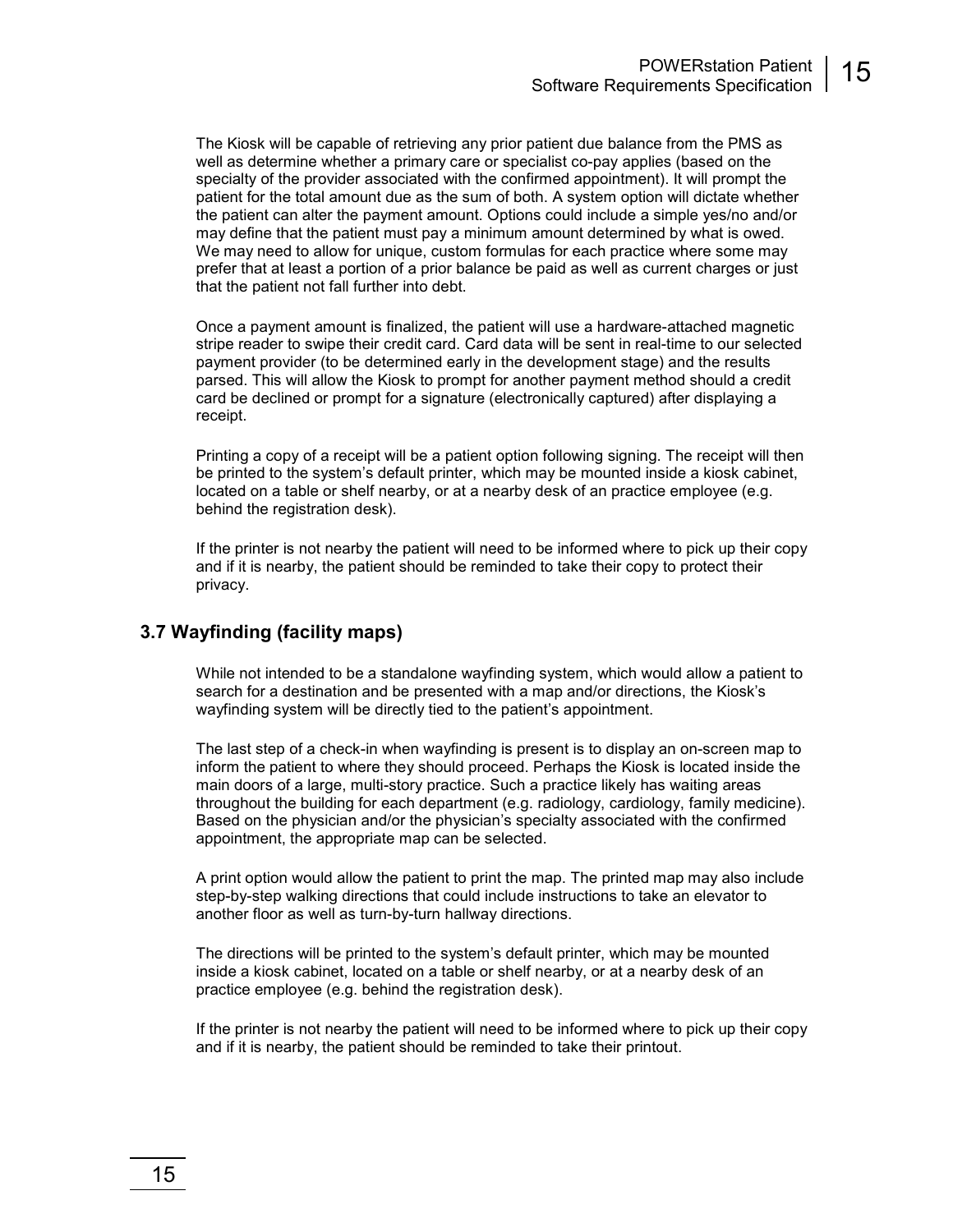The Kiosk will be capable of retrieving any prior patient due balance from the PMS as well as determine whether a primary care or specialist co-pay applies (based on the specialty of the provider associated with the confirmed appointment). It will prompt the patient for the total amount due as the sum of both. A system option will dictate whether the patient can alter the payment amount. Options could include a simple yes/no and/or may define that the patient must pay a minimum amount determined by what is owed. We may need to allow for unique, custom formulas for each practice where some may prefer that at least a portion of a prior balance be paid as well as current charges or just that the patient not fall further into debt.

Once a payment amount is finalized, the patient will use a hardware-attached magnetic stripe reader to swipe their credit card. Card data will be sent in real-time to our selected payment provider (to be determined early in the development stage) and the results parsed. This will allow the Kiosk to prompt for another payment method should a credit card be declined or prompt for a signature (electronically captured) after displaying a receipt.

Printing a copy of a receipt will be a patient option following signing. The receipt will then be printed to the system's default printer, which may be mounted inside a kiosk cabinet, located on a table or shelf nearby, or at a nearby desk of an practice employee (e.g. behind the registration desk).

If the printer is not nearby the patient will need to be informed where to pick up their copy and if it is nearby, the patient should be reminded to take their copy to protect their privacy.

## 3.7 Wayfinding (facility maps)

While not intended to be a standalone wayfinding system, which would allow a patient to search for a destination and be presented with a map and/or directions, the Kiosk's wayfinding system will be directly tied to the patient's appointment.

The last step of a check-in when wayfinding is present is to display an on-screen map to inform the patient to where they should proceed. Perhaps the Kiosk is located inside the main doors of a large, multi-story practice. Such a practice likely has waiting areas throughout the building for each department (e.g. radiology, cardiology, family medicine). Based on the physician and/or the physician's specialty associated with the confirmed appointment, the appropriate map can be selected.

A print option would allow the patient to print the map. The printed map may also include step-by-step walking directions that could include instructions to take an elevator to another floor as well as turn-by-turn hallway directions.

The directions will be printed to the system's default printer, which may be mounted inside a kiosk cabinet, located on a table or shelf nearby, or at a nearby desk of an practice employee (e.g. behind the registration desk).

If the printer is not nearby the patient will need to be informed where to pick up their copy and if it is nearby, the patient should be reminded to take their printout.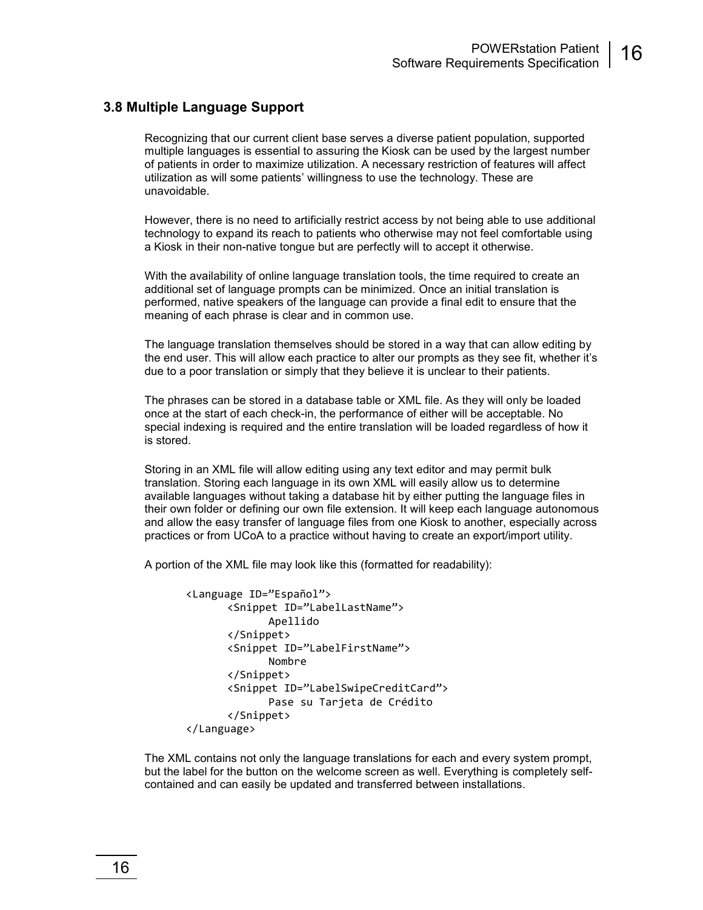## 3.8 Multiple Language Support

Recognizing that our current client base serves a diverse patient population, supported multiple languages is essential to assuring the Kiosk can be used by the largest number of patients in order to maximize utilization. A necessary restriction of features will affect utilization as will some patients' willingness to use the technology. These are unavoidable.

However, there is no need to artificially restrict access by not being able to use additional technology to expand its reach to patients who otherwise may not feel comfortable using a Kiosk in their non-native tongue but are perfectly will to accept it otherwise.

With the availability of online language translation tools, the time required to create an additional set of language prompts can be minimized. Once an initial translation is performed, native speakers of the language can provide a final edit to ensure that the meaning of each phrase is clear and in common use.

The language translation themselves should be stored in a way that can allow editing by the end user. This will allow each practice to alter our prompts as they see fit, whether it's due to a poor translation or simply that they believe it is unclear to their patients.

The phrases can be stored in a database table or XML file. As they will only be loaded once at the start of each check-in, the performance of either will be acceptable. No special indexing is required and the entire translation will be loaded regardless of how it is stored.

Storing in an XML file will allow editing using any text editor and may permit bulk translation. Storing each language in its own XML will easily allow us to determine available languages without taking a database hit by either putting the language files in their own folder or defining our own file extension. It will keep each language autonomous and allow the easy transfer of language files from one Kiosk to another, especially across practices or from UCoA to a practice without having to create an export/import utility.

A portion of the XML file may look like this (formatted for readability):

```
<Language ID="Español">
      <Snippet ID="LabelLastName">
            Apellido
      </Snippet>
      <Snippet ID="LabelFirstName">
            Nombre
      </Snippet>
      <Snippet ID="LabelSwipeCreditCard">
            Pase su Tarjeta de Crédito
      </Snippet>
</Language>
```

The XML contains not only the language translations for each and every system prompt, but the label for the button on the welcome screen as well. Everything is completely self-contained and can easily be updated and transferred between installations.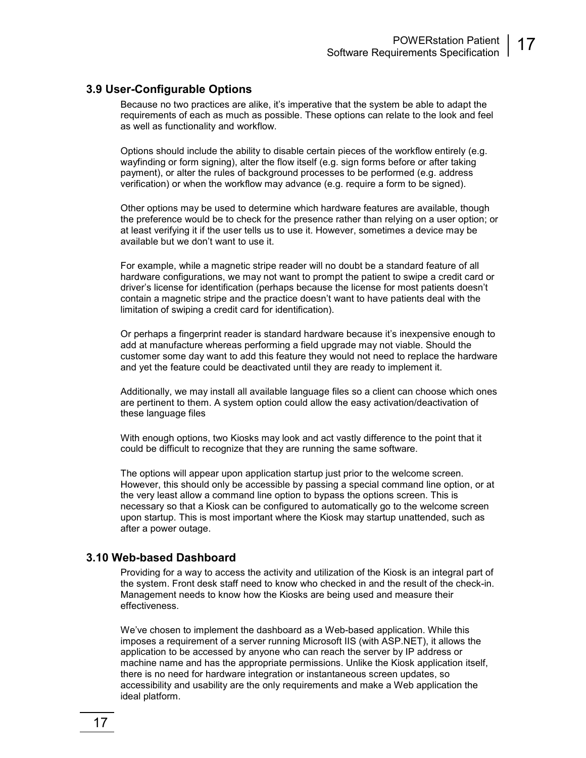## 3.9 User-Configurable Options

Because no two practices are alike, it's imperative that the system be able to adapt the requirements of each as much as possible. These options can relate to the look and feel as well as functionality and workflow.

Options should include the ability to disable certain pieces of the workflow entirely (e.g. wayfinding or form signing), alter the flow itself (e.g. sign forms before or after taking payment), or alter the rules of background processes to be performed (e.g. address verification) or when the workflow may advance (e.g. require a form to be signed).

Other options may be used to determine which hardware features are available, though the preference would be to check for the presence rather than relying on a user option; or at least verifying it if the user tells us to use it. However, sometimes a device may be available but we don't want to use it.

For example, while a magnetic stripe reader will no doubt be a standard feature of all hardware configurations, we may not want to prompt the patient to swipe a credit card or driver's license for identification (perhaps because the license for most patients doesn't contain a magnetic stripe and the practice doesn't want to have patients deal with the limitation of swiping a credit card for identification).

Or perhaps a fingerprint reader is standard hardware because it's inexpensive enough to add at manufacture whereas performing a field upgrade may not viable. Should the customer some day want to add this feature they would not need to replace the hardware and yet the feature could be deactivated until they are ready to implement it.

Additionally, we may install all available language files so a client can choose which ones are pertinent to them. A system option could allow the easy activation/deactivation of these language files

With enough options, two Kiosks may look and act vastly difference to the point that it could be difficult to recognize that they are running the same software.

The options will appear upon application startup just prior to the welcome screen. However, this should only be accessible by passing a special command line option, or at the very least allow a command line option to bypass the options screen. This is necessary so that a Kiosk can be configured to automatically go to the welcome screen upon startup. This is most important where the Kiosk may startup unattended, such as after a power outage.

## 3.10 Web-based Dashboard

Providing for a way to access the activity and utilization of the Kiosk is an integral part of the system. Front desk staff need to know who checked in and the result of the check-in. Management needs to know how the Kiosks are being used and measure their effectiveness.

We've chosen to implement the dashboard as a Web-based application. While this imposes a requirement of a server running Microsoft IIS (with ASP.NET), it allows the application to be accessed by anyone who can reach the server by IP address or machine name and has the appropriate permissions. Unlike the Kiosk application itself, there is no need for hardware integration or instantaneous screen updates, so accessibility and usability are the only requirements and make a Web application the ideal platform.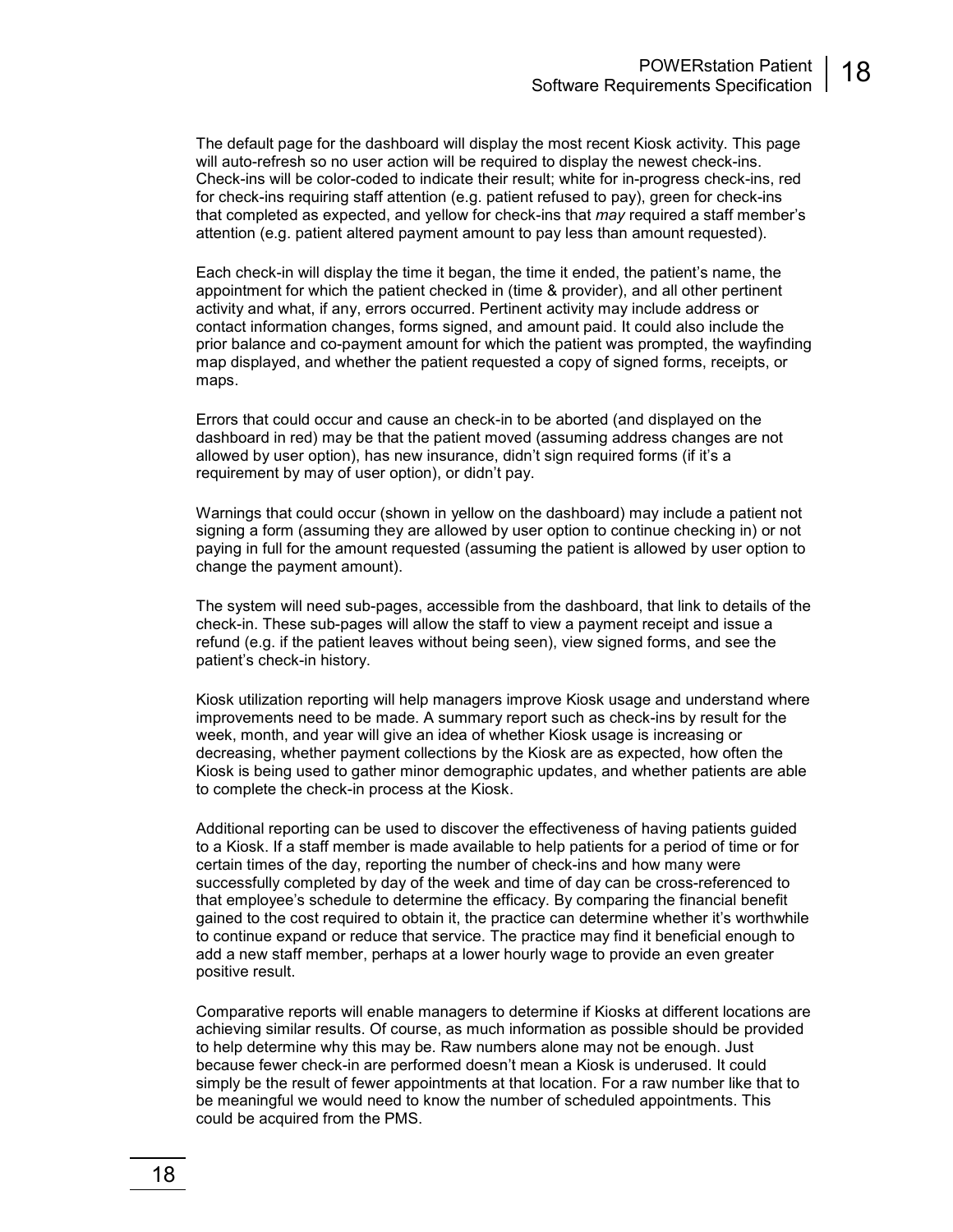The default page for the dashboard will display the most recent Kiosk activity. This page will auto-refresh so no user action will be required to display the newest check-ins. Check-ins will be color-coded to indicate their result; white for in-progress check-ins, red for check-ins requiring staff attention (e.g. patient refused to pay), green for check-ins that completed as expected, and yellow for check-ins that *may* required a staff member's attention (e.g. patient altered payment amount to pay less than amount requested).

Each check-in will display the time it began, the time it ended, the patient's name, the appointment for which the patient checked in (time & provider), and all other pertinent activity and what, if any, errors occurred. Pertinent activity may include address or contact information changes, forms signed, and amount paid. It could also include the prior balance and co-payment amount for which the patient was prompted, the wayfinding map displayed, and whether the patient requested a copy of signed forms, receipts, or maps.

Errors that could occur and cause an check-in to be aborted (and displayed on the dashboard in red) may be that the patient moved (assuming address changes are not allowed by user option), has new insurance, didn't sign required forms (if it's a requirement by may of user option), or didn't pay.

Warnings that could occur (shown in yellow on the dashboard) may include a patient not signing a form (assuming they are allowed by user option to continue checking in) or not paying in full for the amount requested (assuming the patient is allowed by user option to change the payment amount).

The system will need sub-pages, accessible from the dashboard, that link to details of the check-in. These sub-pages will allow the staff to view a payment receipt and issue a refund (e.g. if the patient leaves without being seen), view signed forms, and see the patient's check-in history.

Kiosk utilization reporting will help managers improve Kiosk usage and understand where improvements need to be made. A summary report such as check-ins by result for the week, month, and year will give an idea of whether Kiosk usage is increasing or decreasing, whether payment collections by the Kiosk are as expected, how often the Kiosk is being used to gather minor demographic updates, and whether patients are able to complete the check-in process at the Kiosk.

Additional reporting can be used to discover the effectiveness of having patients guided to a Kiosk. If a staff member is made available to help patients for a period of time or for certain times of the day, reporting the number of check-ins and how many were successfully completed by day of the week and time of day can be cross-referenced to that employee's schedule to determine the efficacy. By comparing the financial benefit gained to the cost required to obtain it, the practice can determine whether it's worthwhile to continue expand or reduce that service. The practice may find it beneficial enough to add a new staff member, perhaps at a lower hourly wage to provide an even greater positive result.

Comparative reports will enable managers to determine if Kiosks at different locations are achieving similar results. Of course, as much information as possible should be provided to help determine why this may be. Raw numbers alone may not be enough. Just because fewer check-in are performed doesn't mean a Kiosk is underused. It could simply be the result of fewer appointments at that location. For a raw number like that to be meaningful we would need to know the number of scheduled appointments. This could be acquired from the PMS.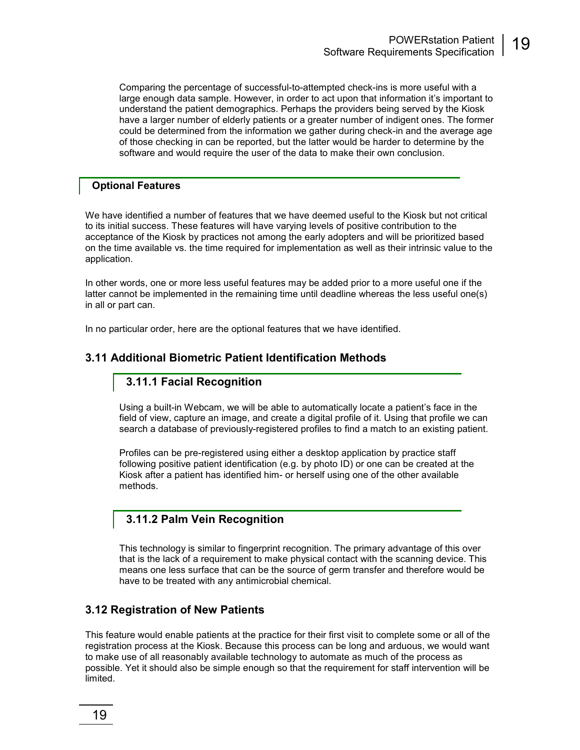Comparing the percentage of successful-to-attempted check-ins is more useful with a large enough data sample. However, in order to act upon that information it's important to understand the patient demographics. Perhaps the providers being served by the Kiosk have a larger number of elderly patients or a greater number of indigent ones. The former could be determined from the information we gather during check-in and the average age of those checking in can be reported, but the latter would be harder to determine by the software and would require the user of the data to make their own conclusion.

## Optional Features

We have identified a number of features that we have deemed useful to the Kiosk but not critical to its initial success. These features will have varying levels of positive contribution to the acceptance of the Kiosk by practices not among the early adopters and will be prioritized based on the time available vs. the time required for implementation as well as their intrinsic value to the application.

In other words, one or more less useful features may be added prior to a more useful one if the latter cannot be implemented in the remaining time until deadline whereas the less useful one(s) in all or part can.

In no particular order, here are the optional features that we have identified.

## 3.11 Additional Biometric Patient Identification Methods

### 3.11.1 Facial Recognition

Using a built-in Webcam, we will be able to automatically locate a patient's face in the field of view, capture an image, and create a digital profile of it. Using that profile we can search a database of previously-registered profiles to find a match to an existing patient.

Profiles can be pre-registered using either a desktop application by practice staff following positive patient identification (e.g. by photo ID) or one can be created at the Kiosk after a patient has identified him- or herself using one of the other available methods.

### 3.11.2 Palm Vein Recognition

This technology is similar to fingerprint recognition. The primary advantage of this over that is the lack of a requirement to make physical contact with the scanning device. This means one less surface that can be the source of germ transfer and therefore would be have to be treated with any antimicrobial chemical.

## 3.12 Registration of New Patients

This feature would enable patients at the practice for their first visit to complete some or all of the registration process at the Kiosk. Because this process can be long and arduous, we would want to make use of all reasonably available technology to automate as much of the process as possible. Yet it should also be simple enough so that the requirement for staff intervention will be limited.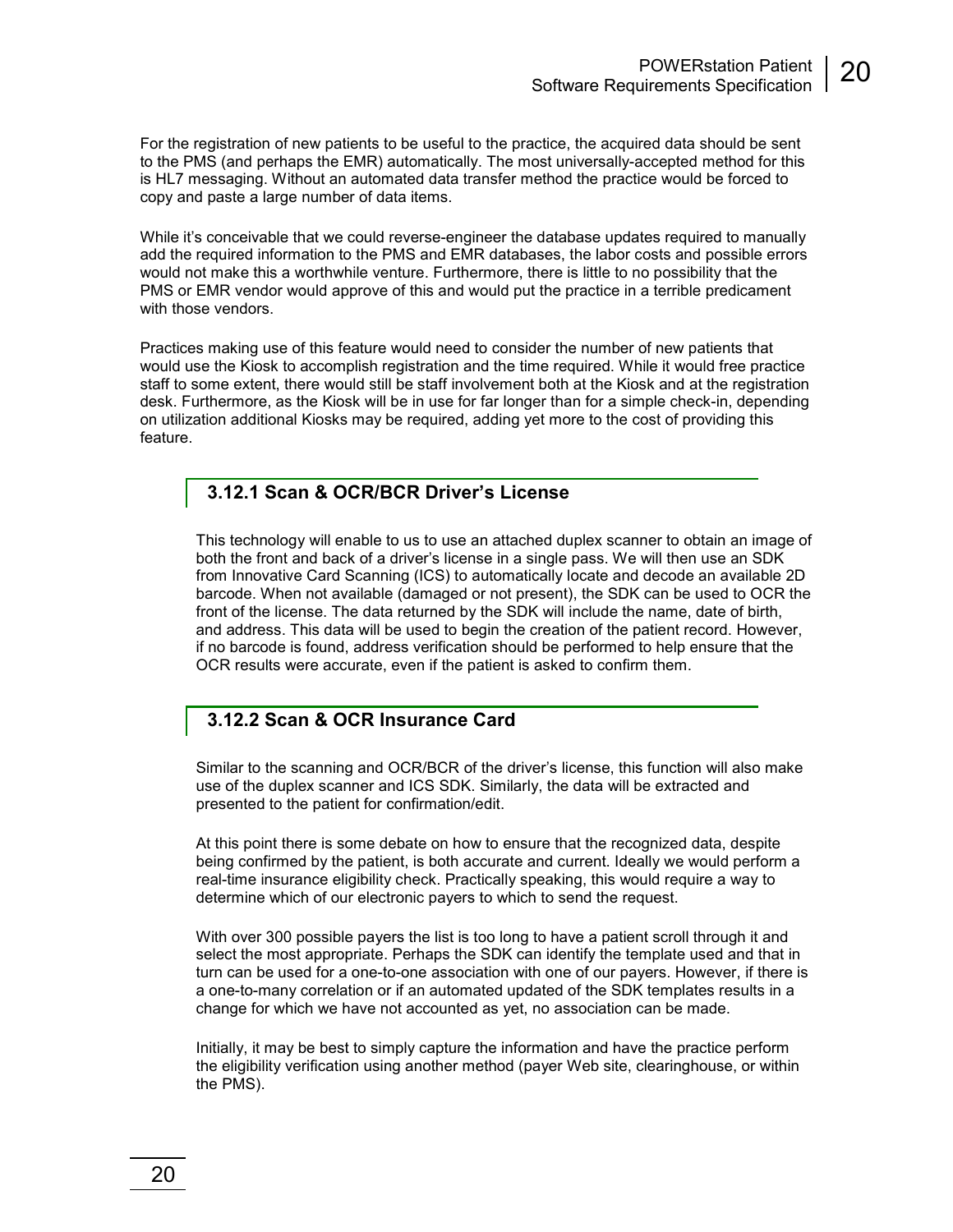For the registration of new patients to be useful to the practice, the acquired data should be sent to the PMS (and perhaps the EMR) automatically. The most universally-accepted method for this is HL7 messaging. Without an automated data transfer method the practice would be forced to copy and paste a large number of data items.

While it's conceivable that we could reverse-engineer the database updates required to manually add the required information to the PMS and EMR databases, the labor costs and possible errors would not make this a worthwhile venture. Furthermore, there is little to no possibility that the PMS or EMR vendor would approve of this and would put the practice in a terrible predicament with those vendors.

Practices making use of this feature would need to consider the number of new patients that would use the Kiosk to accomplish registration and the time required. While it would free practice staff to some extent, there would still be staff involvement both at the Kiosk and at the registration desk. Furthermore, as the Kiosk will be in use for far longer than for a simple check-in, depending on utilization additional Kiosks may be required, adding yet more to the cost of providing this feature.

### 3.12.1 Scan & OCR/BCR Driver's License

This technology will enable to us to use an attached duplex scanner to obtain an image of both the front and back of a driver's license in a single pass. We will then use an SDK from Innovative Card Scanning (ICS) to automatically locate and decode an available 2D barcode. When not available (damaged or not present), the SDK can be used to OCR the front of the license. The data returned by the SDK will include the name, date of birth, and address. This data will be used to begin the creation of the patient record. However, if no barcode is found, address verification should be performed to help ensure that the OCR results were accurate, even if the patient is asked to confirm them.

### 3.12.2 Scan & OCR Insurance Card

Similar to the scanning and OCR/BCR of the driver's license, this function will also make use of the duplex scanner and ICS SDK. Similarly, the data will be extracted and presented to the patient for confirmation/edit.

At this point there is some debate on how to ensure that the recognized data, despite being confirmed by the patient, is both accurate and current. Ideally we would perform a real-time insurance eligibility check. Practically speaking, this would require a way to determine which of our electronic payers to which to send the request.

With over 300 possible payers the list is too long to have a patient scroll through it and select the most appropriate. Perhaps the SDK can identify the template used and that in turn can be used for a one-to-one association with one of our payers. However, if there is a one-to-many correlation or if an automated updated of the SDK templates results in a change for which we have not accounted as yet, no association can be made.

Initially, it may be best to simply capture the information and have the practice perform the eligibility verification using another method (payer Web site, clearinghouse, or within the PMS).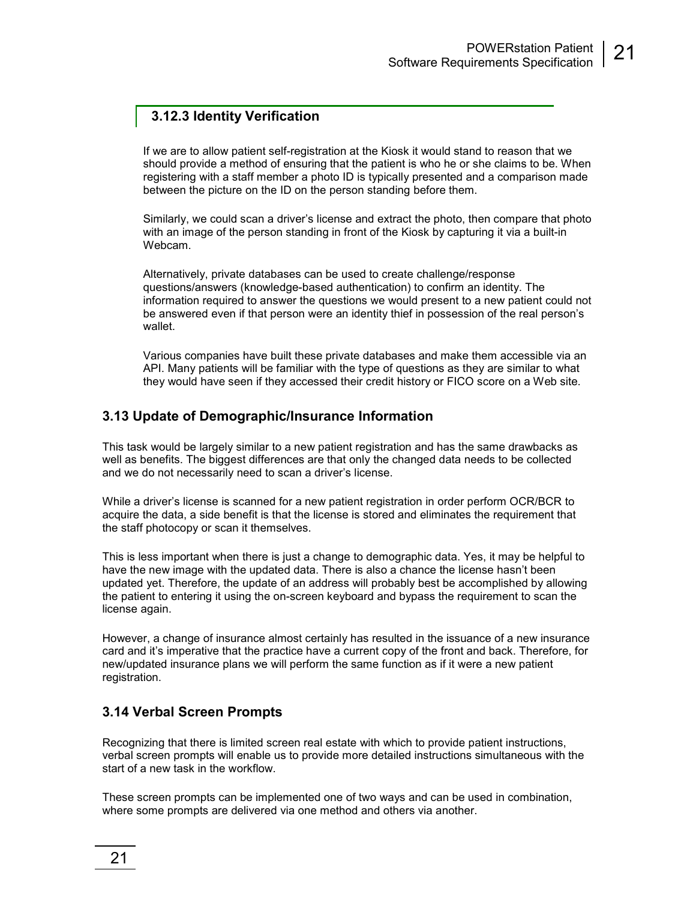### 3.12.3 Identity Verification

If we are to allow patient self-registration at the Kiosk it would stand to reason that we should provide a method of ensuring that the patient is who he or she claims to be. When registering with a staff member a photo ID is typically presented and a comparison made between the picture on the ID on the person standing before them.

Similarly, we could scan a driver's license and extract the photo, then compare that photo with an image of the person standing in front of the Kiosk by capturing it via a built-in Webcam.

Alternatively, private databases can be used to create challenge/response questions/answers (knowledge-based authentication) to confirm an identity. The information required to answer the questions we would present to a new patient could not be answered even if that person were an identity thief in possession of the real person's wallet.

Various companies have built these private databases and make them accessible via an API. Many patients will be familiar with the type of questions as they are similar to what they would have seen if they accessed their credit history or FICO score on a Web site.

## 3.13 Update of Demographic/Insurance Information

This task would be largely similar to a new patient registration and has the same drawbacks as well as benefits. The biggest differences are that only the changed data needs to be collected and we do not necessarily need to scan a driver's license.

While a driver's license is scanned for a new patient registration in order perform OCR/BCR to acquire the data, a side benefit is that the license is stored and eliminates the requirement that the staff photocopy or scan it themselves.

This is less important when there is just a change to demographic data. Yes, it may be helpful to have the new image with the updated data. There is also a chance the license hasn't been updated yet. Therefore, the update of an address will probably best be accomplished by allowing the patient to entering it using the on-screen keyboard and bypass the requirement to scan the license again.

However, a change of insurance almost certainly has resulted in the issuance of a new insurance card and it's imperative that the practice have a current copy of the front and back. Therefore, for new/updated insurance plans we will perform the same function as if it were a new patient registration.

## 3.14 Verbal Screen Prompts

Recognizing that there is limited screen real estate with which to provide patient instructions, verbal screen prompts will enable us to provide more detailed instructions simultaneous with the start of a new task in the workflow.

These screen prompts can be implemented one of two ways and can be used in combination, where some prompts are delivered via one method and others via another.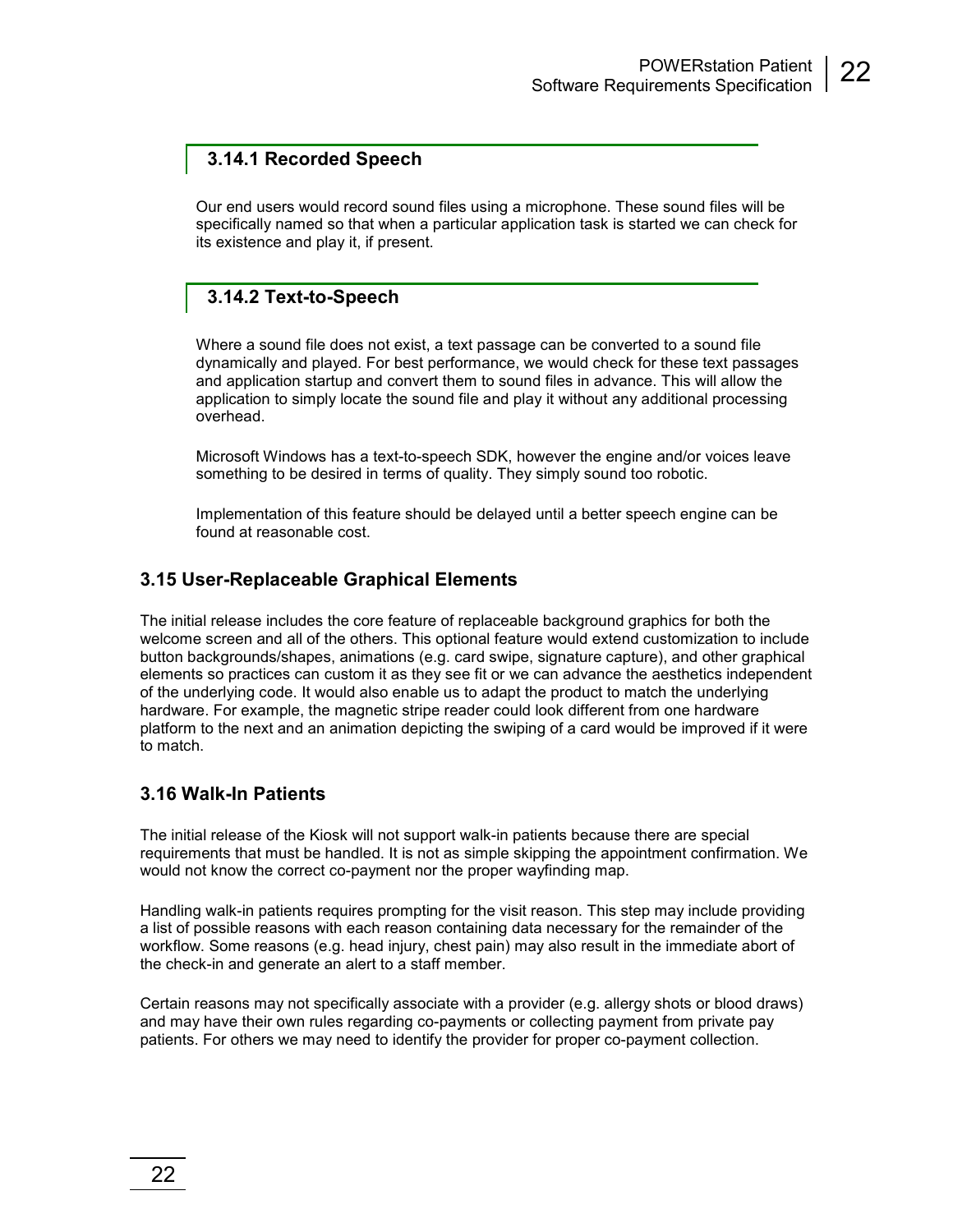### 3.14.1 Recorded Speech

Our end users would record sound files using a microphone. These sound files will be specifically named so that when a particular application task is started we can check for its existence and play it, if present.

### 3.14.2 Text-to-Speech

Where a sound file does not exist, a text passage can be converted to a sound file dynamically and played. For best performance, we would check for these text passages and application startup and convert them to sound files in advance. This will allow the application to simply locate the sound file and play it without any additional processing overhead.

Microsoft Windows has a text-to-speech SDK, however the engine and/or voices leave something to be desired in terms of quality. They simply sound too robotic.

Implementation of this feature should be delayed until a better speech engine can be found at reasonable cost.

## 3.15 User-Replaceable Graphical Elements

The initial release includes the core feature of replaceable background graphics for both the welcome screen and all of the others. This optional feature would extend customization to include button backgrounds/shapes, animations (e.g. card swipe, signature capture), and other graphical elements so practices can custom it as they see fit or we can advance the aesthetics independent of the underlying code. It would also enable us to adapt the product to match the underlying hardware. For example, the magnetic stripe reader could look different from one hardware platform to the next and an animation depicting the swiping of a card would be improved if it were to match.

## 3.16 Walk-In Patients

The initial release of the Kiosk will not support walk-in patients because there are special requirements that must be handled. It is not as simple skipping the appointment confirmation. We would not know the correct co-payment nor the proper wayfinding map.

Handling walk-in patients requires prompting for the visit reason. This step may include providing a list of possible reasons with each reason containing data necessary for the remainder of the workflow. Some reasons (e.g. head injury, chest pain) may also result in the immediate abort of the check-in and generate an alert to a staff member.

Certain reasons may not specifically associate with a provider (e.g. allergy shots or blood draws) and may have their own rules regarding co-payments or collecting payment from private pay patients. For others we may need to identify the provider for proper co-payment collection.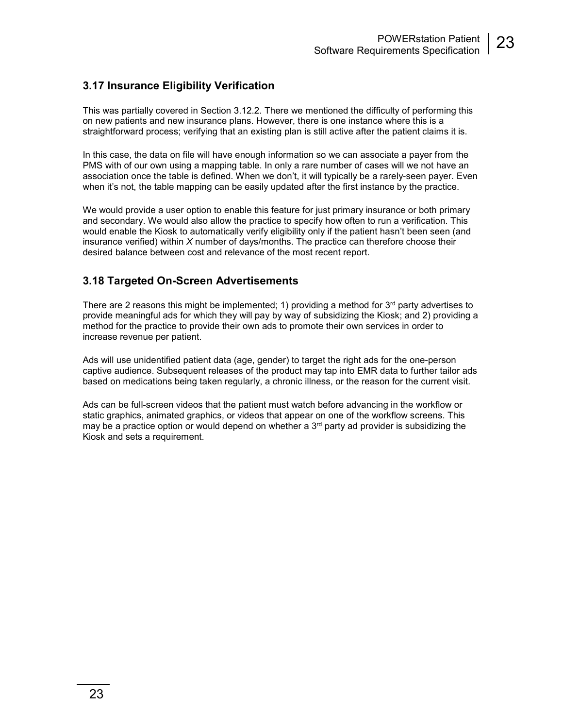## 3.17 Insurance Eligibility Verification

This was partially covered in Section 3.12.2. There we mentioned the difficulty of performing this on new patients and new insurance plans. However, there is one instance where this is a straightforward process; verifying that an existing plan is still active after the patient claims it is.

In this case, the data on file will have enough information so we can associate a payer from the PMS with of our own using a mapping table. In only a rare number of cases will we not have an association once the table is defined. When we don't, it will typically be a rarely-seen payer. Even when it's not, the table mapping can be easily updated after the first instance by the practice.

We would provide a user option to enable this feature for just primary insurance or both primary and secondary. We would also allow the practice to specify how often to run a verification. This would enable the Kiosk to automatically verify eligibility only if the patient hasn't been seen (and insurance verified) within *X* number of days/months. The practice can therefore choose their desired balance between cost and relevance of the most recent report.

## 3.18 Targeted On-Screen Advertisements

There are 2 reasons this might be implemented; 1) providing a method for 3rd party advertises to provide meaningful ads for which they will pay by way of subsidizing the Kiosk; and 2) providing a method for the practice to provide their own ads to promote their own services in order to increase revenue per patient.

Ads will use unidentified patient data (age, gender) to target the right ads for the one-person captive audience. Subsequent releases of the product may tap into EMR data to further tailor ads based on medications being taken regularly, a chronic illness, or the reason for the current visit.

Ads can be full-screen videos that the patient must watch before advancing in the workflow or static graphics, animated graphics, or videos that appear on one of the workflow screens. This may be a practice option or would depend on whether a 3rd party ad provider is subsidizing the Kiosk and sets a requirement.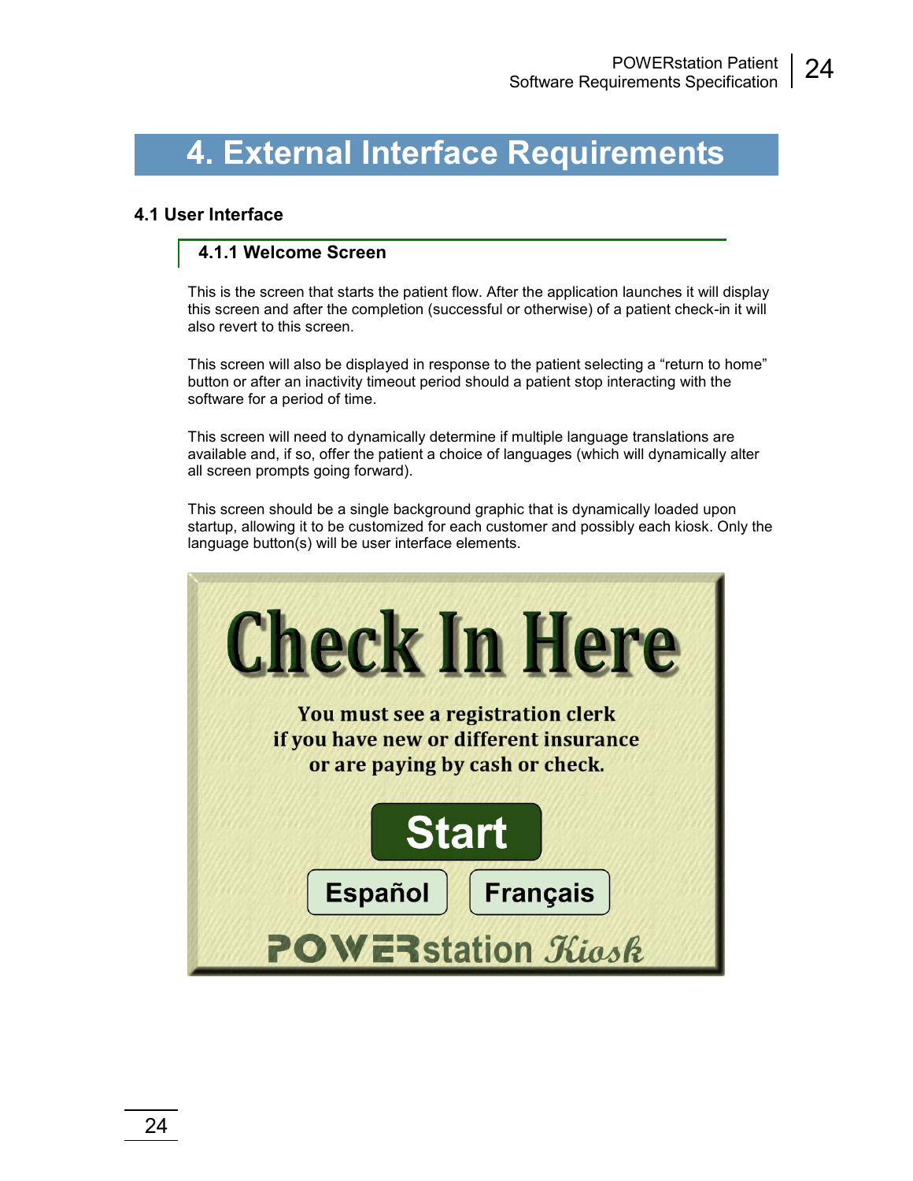# 4. External Interface Requirements

## 4.1 User Interface

### 4.1.1 Welcome Screen

This is the screen that starts the patient flow. After the application launches it will display this screen and after the completion (successful or otherwise) of a patient check-in it will also revert to this screen.

This screen will also be displayed in response to the patient selecting a "return to home" button or after an inactivity timeout period should a patient stop interacting with the software for a period of time.

This screen will need to dynamically determine if multiple language translations are available and, if so, offer the patient a choice of languages (which will dynamically alter all screen prompts going forward).

This screen should be a single background graphic that is dynamically loaded upon startup, allowing it to be customized for each customer and possibly each kiosk. Only the language button(s) will be user interface elements.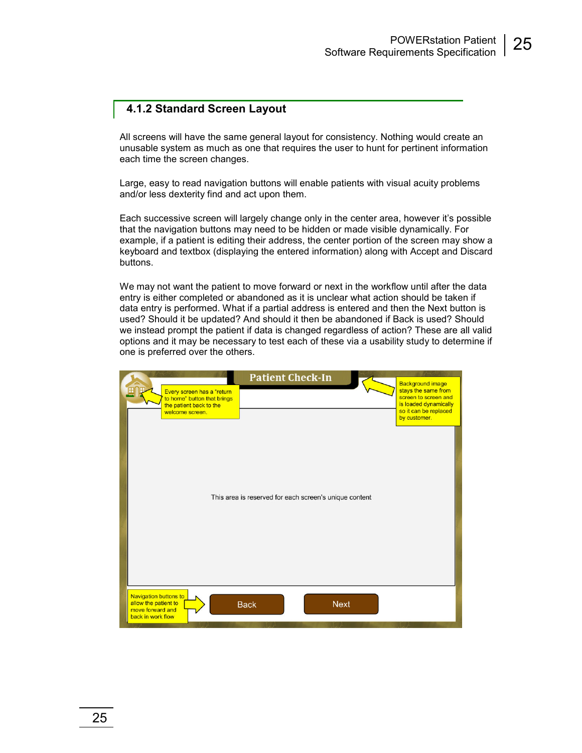### 4.1.2 Standard Screen Layout

All screens will have the same general layout for consistency. Nothing would create an unusable system as much as one that requires the user to hunt for pertinent information each time the screen changes.

Large, easy to read navigation buttons will enable patients with visual acuity problems and/or less dexterity find and act upon them.

Each successive screen will largely change only in the center area, however it's possible that the navigation buttons may need to be hidden or made visible dynamically. For example, if a patient is editing their address, the center portion of the screen may show a keyboard and textbox (displaying the entered information) along with Accept and Discard buttons.

We may not want the patient to move forward or next in the workflow until after the data entry is either completed or abandoned as it is unclear what action should be taken if data entry is performed. What if a partial address is entered and then the Next button is used? Should it be updated? And should it then be abandoned if Back is used? Should we instead prompt the patient if data is changed regardless of action? These are all valid options and it may be necessary to test each of these via a usability study to determine if one is preferred over the others.

Patient Check-In

Every screen has a "return to home" button that brings the patient back to the welcome screen.

Background image stays the same from screen to screen and is loaded dynamically so it can be replaced by customer.

This area is reserved for each screen's unique content

Navigation buttons to allow the patient to move forward and back in work flow

Back | Next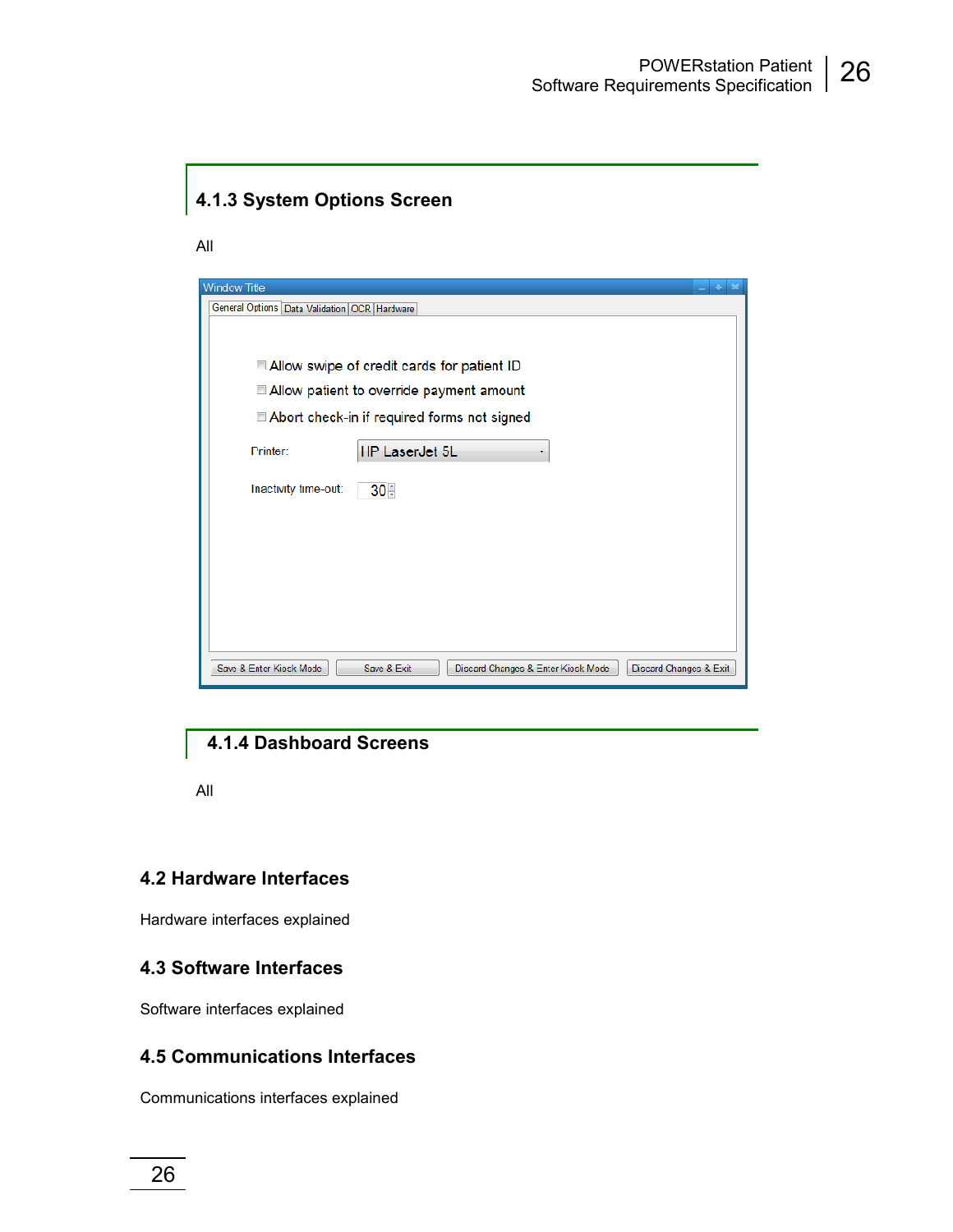### 4.1.3 System Options Screen

All

Window Title

General Options | Data Validation | OCR | Hardware

- Allow swipe of credit cards for patient ID
- Allow patient to override payment amount
- Abort check-in if required forms not signed

Printer: HP LaserJet 5L

Inactivity time-out: 30

Save & Enter Kiosk Mode | Save & Exit | Discard Changes & Enter Kiosk Mode | Discard Changes & Exit

### 4.1.4 Dashboard Screens

All

## 4.2 Hardware Interfaces

Hardware interfaces explained

## 4.3 Software Interfaces

Software interfaces explained

## 4.5 Communications Interfaces

Communications interfaces explained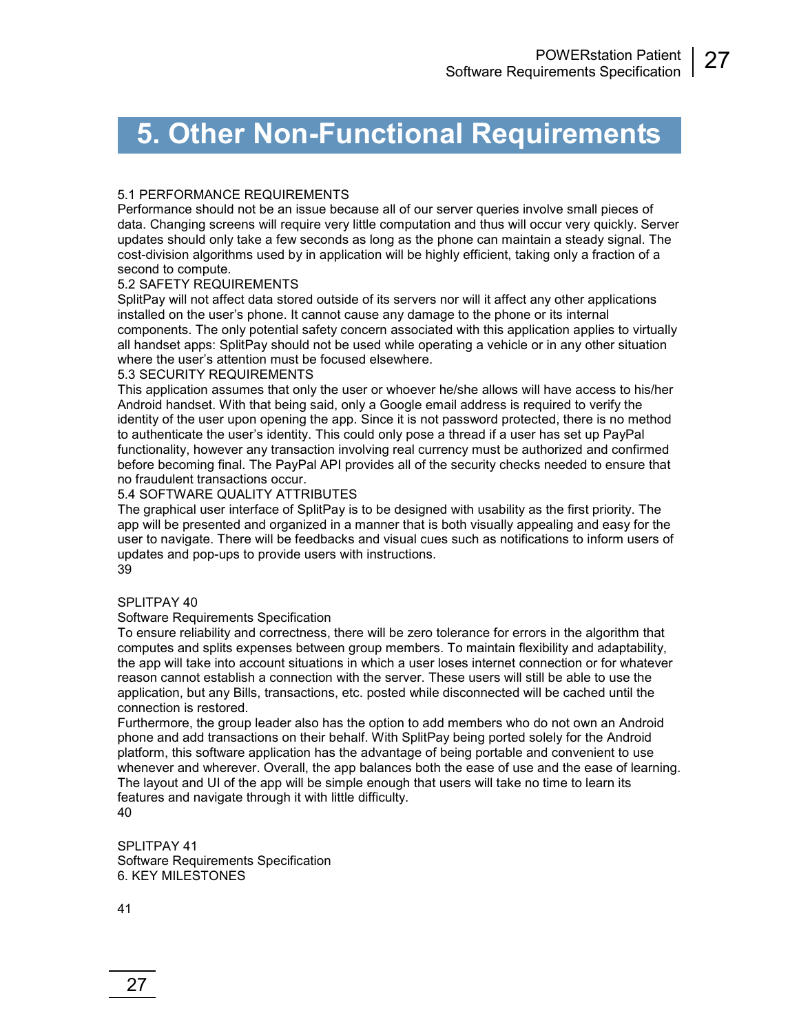# 5. Other Non-Functional Requirements

5.1 PERFORMANCE REQUIREMENTS
Performance should not be an issue because all of our server queries involve small pieces of data. Changing screens will require very little computation and thus will occur very quickly. Server updates should only take a few seconds as long as the phone can maintain a steady signal. The cost-division algorithms used by in application will be highly efficient, taking only a fraction of a second to compute.
5.2 SAFETY REQUIREMENTS
SplitPay will not affect data stored outside of its servers nor will it affect any other applications installed on the user's phone. It cannot cause any damage to the phone or its internal components. The only potential safety concern associated with this application applies to virtually all handset apps: SplitPay should not be used while operating a vehicle or in any other situation where the user's attention must be focused elsewhere.
5.3 SECURITY REQUIREMENTS
This application assumes that only the user or whoever he/she allows will have access to his/her Android handset. With that being said, only a Google email address is required to verify the identity of the user upon opening the app. Since it is not password protected, there is no method to authenticate the user's identity. This could only pose a thread if a user has set up PayPal functionality, however any transaction involving real currency must be authorized and confirmed before becoming final. The PayPal API provides all of the security checks needed to ensure that no fraudulent transactions occur.
5.4 SOFTWARE QUALITY ATTRIBUTES
The graphical user interface of SplitPay is to be designed with usability as the first priority. The app will be presented and organized in a manner that is both visually appealing and easy for the user to navigate. There will be feedbacks and visual cues such as notifications to inform users of updates and pop-ups to provide users with instructions.
39

SPLITPAY 40
Software Requirements Specification
To ensure reliability and correctness, there will be zero tolerance for errors in the algorithm that computes and splits expenses between group members. To maintain flexibility and adaptability, the app will take into account situations in which a user loses internet connection or for whatever reason cannot establish a connection with the server. These users will still be able to use the application, but any Bills, transactions, etc. posted while disconnected will be cached until the connection is restored.
Furthermore, the group leader also has the option to add members who do not own an Android phone and add transactions on their behalf. With SplitPay being ported solely for the Android platform, this software application has the advantage of being portable and convenient to use whenever and wherever. Overall, the app balances both the ease of use and the ease of learning. The layout and UI of the app will be simple enough that users will take no time to learn its features and navigate through it with little difficulty.
40

SPLITPAY 41
Software Requirements Specification
6. KEY MILESTONES

41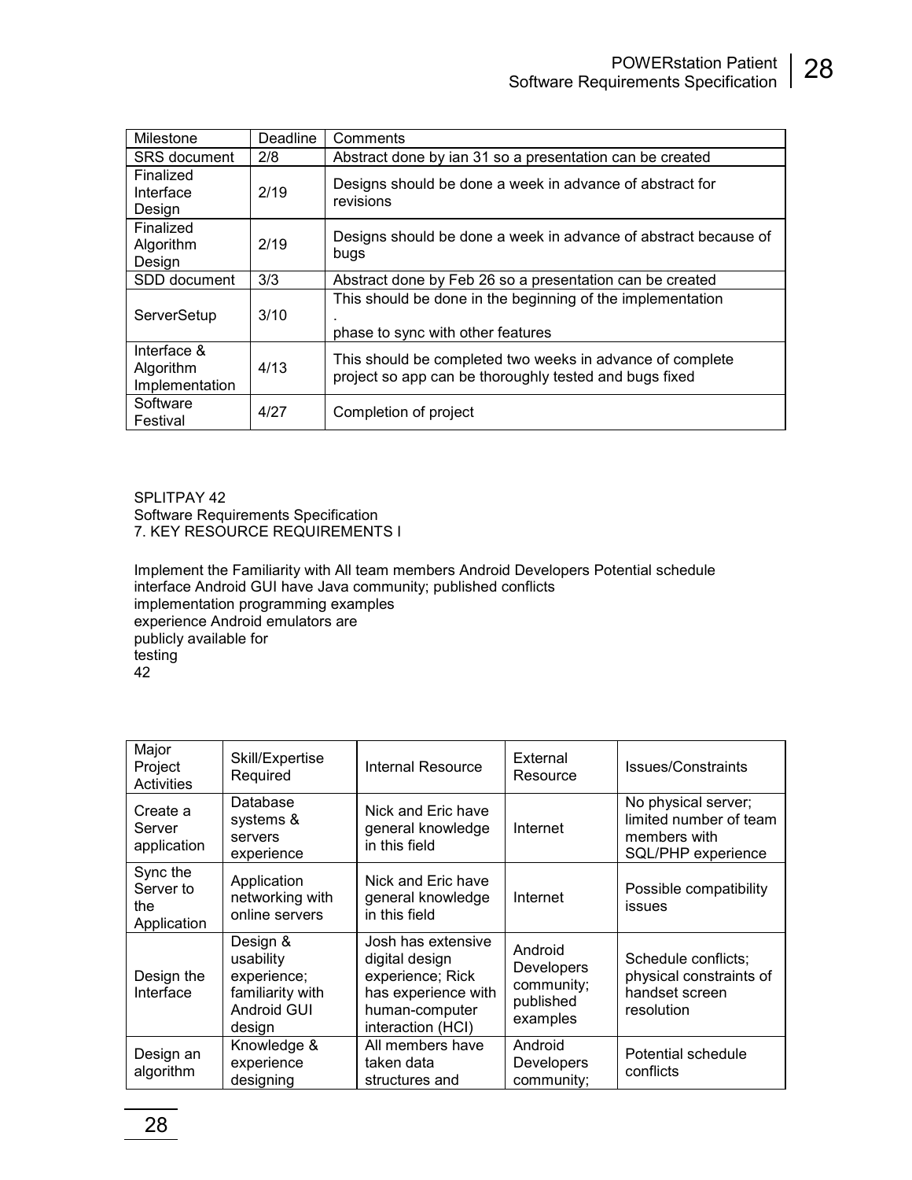| Milestone | Deadline | Comments |
|---|---|---|
| SRS document | 2/8 | Abstract done by ian 31 so a presentation can be created |
| Finalized Interface Design | 2/19 | Designs should be done a week in advance of abstract for revisions |
| Finalized Algorithm Design | 2/19 | Designs should be done a week in advance of abstract because of bugs |
| SDD document | 3/3 | Abstract done by Feb 26 so a presentation can be created |
| ServerSetup | 3/10 | This should be done in the beginning of the implementation . phase to sync with other features |
| Interface & Algorithm Implementation | 4/13 | This should be completed two weeks in advance of complete project so app can be thoroughly tested and bugs fixed |
| Software Festival | 4/27 | Completion of project |

SPLITPAY 42
Software Requirements Specification
7. KEY RESOURCE REQUIREMENTS I

Implement the Familiarity with All team members Android Developers Potential schedule
interface Android GUI have Java community; published conflicts
implementation programming examples
experience Android emulators are
publicly available for
testing
42

| Major Project Activities | Skill/Expertise Required | Internal Resource | External Resource | Issues/Constraints |
|---|---|---|---|---|
| Create a Server application | Database systems & servers experience | Nick and Eric have general knowledge in this field | Internet | No physical server; limited number of team members with SQL/PHP experience |
| Sync the Server to the Application | Application networking with online servers | Nick and Eric have general knowledge in this field | Internet | Possible compatibility issues |
| Design the Interface | Design & usability experience; familiarity with Android GUI design | Josh has extensive digital design experience; Rick has experience with human-computer interaction (HCI) | Android Developers community; published examples | Schedule conflicts; physical constraints of handset screen resolution |
| Design an algorithm | Knowledge & experience designing | All members have taken data structures and | Android Developers community; | Potential schedule conflicts |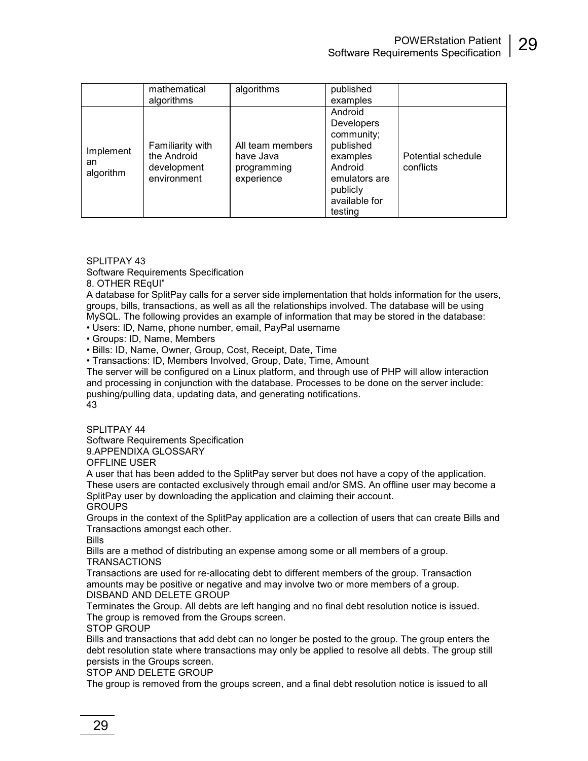| | mathematical algorithms | algorithms | published examples | |
|---|---|---|---|---|
| Implement an algorithm | Familiarity with the Android development environment | All team members have Java programming experience | Android Developers community; published examples Android emulators are publicly available for testing | Potential schedule conflicts |

SPLITPAY 43

Software Requirements Specification

8. OTHER REqUI"

A database for SplitPay calls for a server side implementation that holds information for the users, groups, bills, transactions, as well as all the relationships involved. The database will be using MySQL. The following provides an example of information that may be stored in the database:

- Users: ID, Name, phone number, email, PayPal username
- Groups: ID, Name, Members
- Bills: ID, Name, Owner, Group, Cost, Receipt, Date, Time
- Transactions: ID, Members Involved, Group, Date, Time, Amount

The server will be configured on a Linux platform, and through use of PHP will allow interaction and processing in conjunction with the database. Processes to be done on the server include: pushing/pulling data, updating data, and generating notifications.

43

SPLITPAY 44

Software Requirements Specification

9.APPENDIXA GLOSSARY

OFFLINE USER

A user that has been added to the SplitPay server but does not have a copy of the application. These users are contacted exclusively through email and/or SMS. An offline user may become a SplitPay user by downloading the application and claiming their account.

GROUPS

Groups in the context of the SplitPay application are a collection of users that can create Bills and Transactions amongst each other.

Bills

Bills are a method of distributing an expense among some or all members of a group.

TRANSACTIONS

Transactions are used for re-allocating debt to different members of the group. Transaction amounts may be positive or negative and may involve two or more members of a group.

DISBAND AND DELETE GROUP

Terminates the Group. All debts are left hanging and no final debt resolution notice is issued. The group is removed from the Groups screen.

STOP GROUP

Bills and transactions that add debt can no longer be posted to the group. The group enters the debt resolution state where transactions may only be applied to resolve all debts. The group still persists in the Groups screen.

STOP AND DELETE GROUP

The group is removed from the groups screen, and a final debt resolution notice is issued to all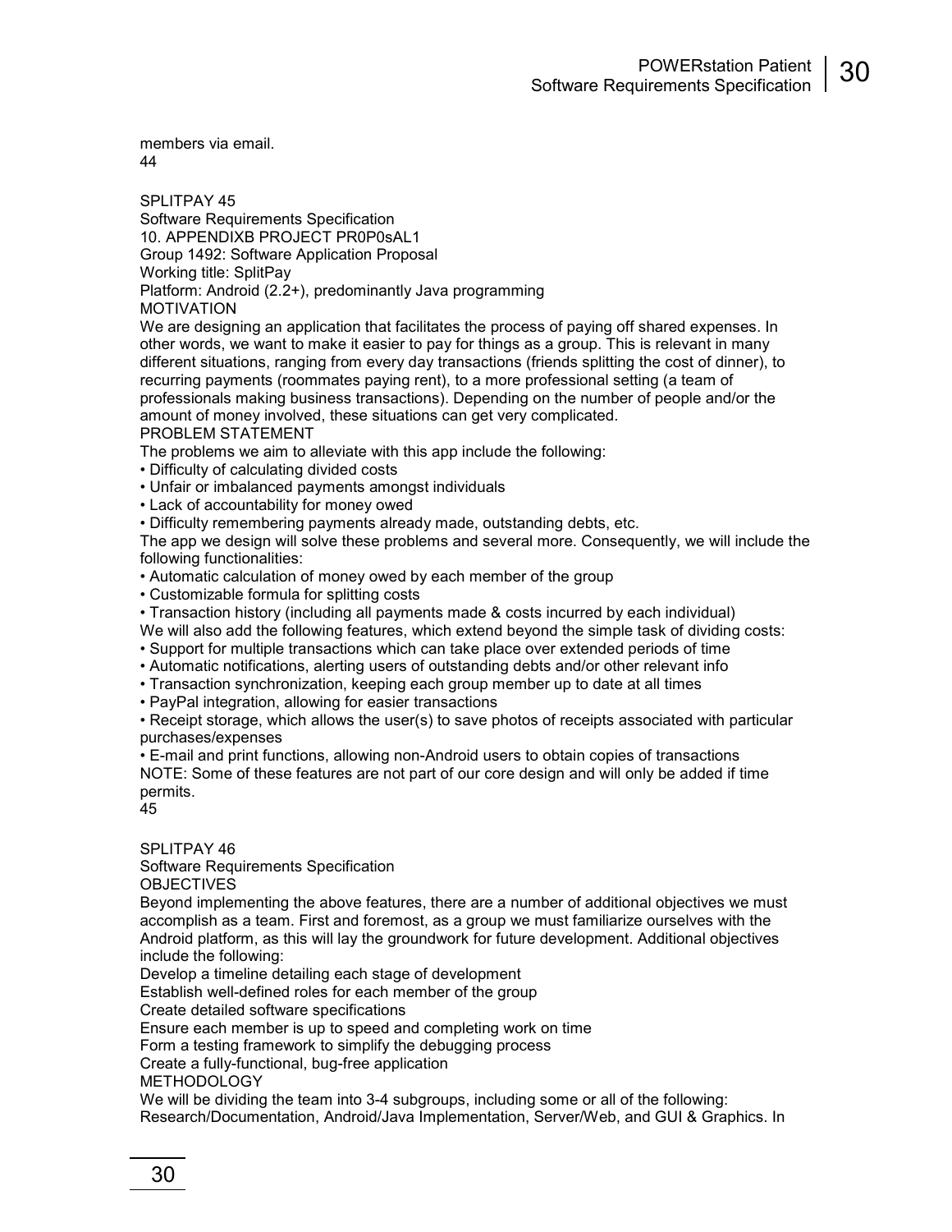members via email.
44

SPLITPAY 45
Software Requirements Specification
10. APPENDIXB PROJECT PR0P0sAL1
Group 1492: Software Application Proposal
Working title: SplitPay
Platform: Android (2.2+), predominantly Java programming
MOTIVATION
We are designing an application that facilitates the process of paying off shared expenses. In other words, we want to make it easier to pay for things as a group. This is relevant in many different situations, ranging from every day transactions (friends splitting the cost of dinner), to recurring payments (roommates paying rent), to a more professional setting (a team of professionals making business transactions). Depending on the number of people and/or the amount of money involved, these situations can get very complicated.
PROBLEM STATEMENT
The problems we aim to alleviate with this app include the following:

- Difficulty of calculating divided costs
- Unfair or imbalanced payments amongst individuals
- Lack of accountability for money owed
- Difficulty remembering payments already made, outstanding debts, etc.

The app we design will solve these problems and several more. Consequently, we will include the following functionalities:

- Automatic calculation of money owed by each member of the group
- Customizable formula for splitting costs
- Transaction history (including all payments made & costs incurred by each individual)

We will also add the following features, which extend beyond the simple task of dividing costs:

- Support for multiple transactions which can take place over extended periods of time
- Automatic notifications, alerting users of outstanding debts and/or other relevant info
- Transaction synchronization, keeping each group member up to date at all times
- PayPal integration, allowing for easier transactions
- Receipt storage, which allows the user(s) to save photos of receipts associated with particular purchases/expenses
- E-mail and print functions, allowing non-Android users to obtain copies of transactions

NOTE: Some of these features are not part of our core design and will only be added if time permits.
45

SPLITPAY 46
Software Requirements Specification
OBJECTIVES
Beyond implementing the above features, there are a number of additional objectives we must accomplish as a team. First and foremost, as a group we must familiarize ourselves with the Android platform, as this will lay the groundwork for future development. Additional objectives include the following:
Develop a timeline detailing each stage of development
Establish well-defined roles for each member of the group
Create detailed software specifications
Ensure each member is up to speed and completing work on time
Form a testing framework to simplify the debugging process
Create a fully-functional, bug-free application
METHODOLOGY
We will be dividing the team into 3-4 subgroups, including some or all of the following: Research/Documentation, Android/Java Implementation, Server/Web, and GUI & Graphics. In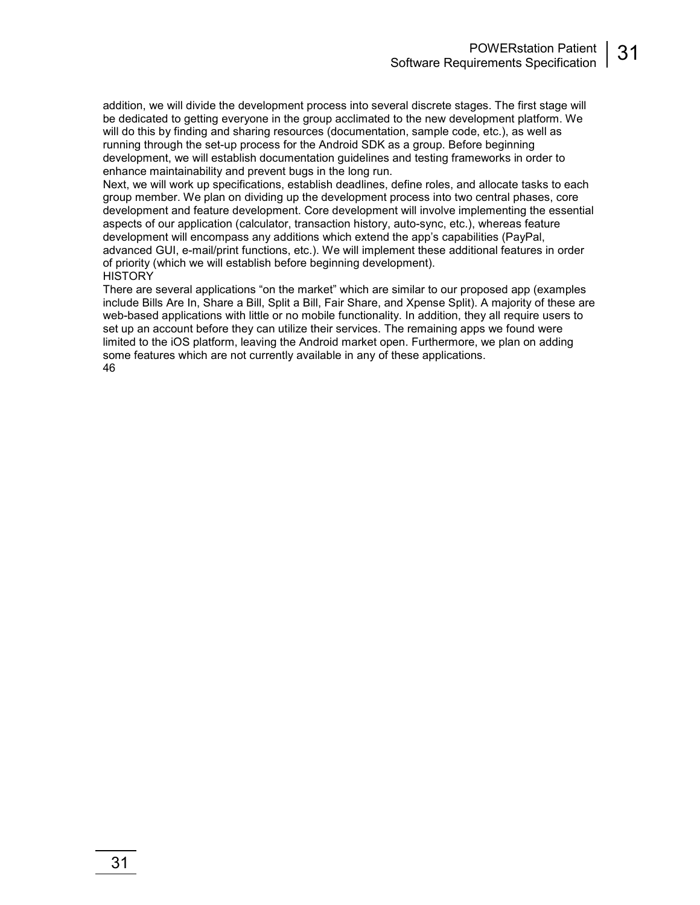addition, we will divide the development process into several discrete stages. The first stage will be dedicated to getting everyone in the group acclimated to the new development platform. We will do this by finding and sharing resources (documentation, sample code, etc.), as well as running through the set-up process for the Android SDK as a group. Before beginning development, we will establish documentation guidelines and testing frameworks in order to enhance maintainability and prevent bugs in the long run.

Next, we will work up specifications, establish deadlines, define roles, and allocate tasks to each group member. We plan on dividing up the development process into two central phases, core development and feature development. Core development will involve implementing the essential aspects of our application (calculator, transaction history, auto-sync, etc.), whereas feature development will encompass any additions which extend the app's capabilities (PayPal, advanced GUI, e-mail/print functions, etc.). We will implement these additional features in order of priority (which we will establish before beginning development).

HISTORY

There are several applications "on the market" which are similar to our proposed app (examples include Bills Are In, Share a Bill, Split a Bill, Fair Share, and Xpense Split). A majority of these are web-based applications with little or no mobile functionality. In addition, they all require users to set up an account before they can utilize their services. The remaining apps we found were limited to the iOS platform, leaving the Android market open. Furthermore, we plan on adding some features which are not currently available in any of these applications.

46